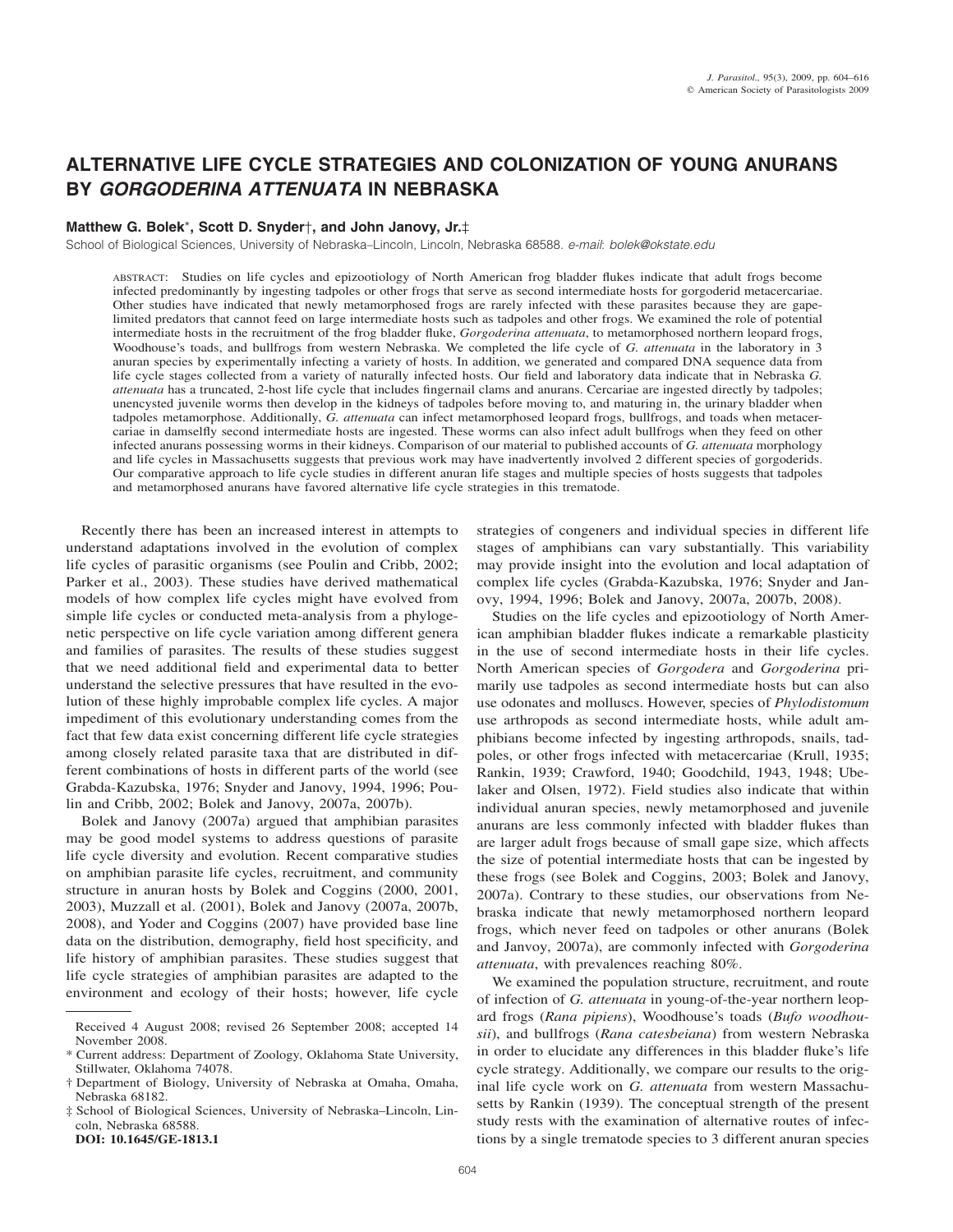# ALTERNATIVE LIFE CYCLE STRATEGIES AND COLONIZATION OF YOUNG ANURANS BY *GORGODERINA ATTENUATA* IN NEBRASKA

**Matthew G. Bolek*, Scott D. Snyder†, and John Janovy, Jr.‡**

School of Biological Sciences, University of Nebraska–Lincoln, Lincoln, Nebraska 68588. *e-mail*: bolek@okstate.edu

ABSTRACT: Studies on life cycles and epizootiology of North American frog bladder flukes indicate that adult frogs become infected predominantly by ingesting tadpoles or other frogs that serve as second intermediate hosts for gorgoderid metacercariae. Other studies have indicated that newly metamorphosed frogs are rarely infected with these parasites because they are gape-limited predators that cannot feed on large intermediate hosts such as tadpoles and other frogs. We examined the role of potential intermediate hosts in the recruitment of the frog bladder fluke, *Gorgoderina attenuata*, to metamorphosed northern leopard frogs, Woodhouse's toads, and bullfrogs from western Nebraska. We completed the life cycle of *G. attenuata* in the laboratory in 3 anuran species by experimentally infecting a variety of hosts. In addition, we generated and compared DNA sequence data from life cycle stages collected from a variety of naturally infected hosts. Our field and laboratory data indicate that in Nebraska *G. attenuata* has a truncated, 2-host life cycle that includes fingernail clams and anurans. Cercariae are ingested directly by tadpoles; unencysted juvenile worms then develop in the kidneys of tadpoles before moving to, and maturing in, the urinary bladder when tadpoles metamorphose. Additionally, *G. attenuata* can infect metamorphosed leopard frogs, bullfrogs, and toads when metacercariae in damselfly second intermediate hosts are ingested. These worms can also infect adult bullfrogs when they feed on other infected anurans possessing worms in their kidneys. Comparison of our material to published accounts of *G. attenuata* morphology and life cycles in Massachusetts suggests that previous work may have inadvertently involved 2 different species of gorgoderids. Our comparative approach to life cycle studies in different anuran life stages and multiple species of hosts suggests that tadpoles and metamorphosed anurans have favored alternative life cycle strategies in this trematode.

Recently there has been an increased interest in attempts to understand adaptations involved in the evolution of complex life cycles of parasitic organisms (see Poulin and Cribb, 2002; Parker et al., 2003). These studies have derived mathematical models of how complex life cycles might have evolved from simple life cycles or conducted meta-analysis from a phylogenetic perspective on life cycle variation among different genera and families of parasites. The results of these studies suggest that we need additional field and experimental data to better understand the selective pressures that have resulted in the evolution of these highly improbable complex life cycles. A major impediment of this evolutionary understanding comes from the fact that few data exist concerning different life cycle strategies among closely related parasite taxa that are distributed in different combinations of hosts in different parts of the world (see Grabda-Kazubska, 1976; Snyder and Janovy, 1994, 1996; Poulin and Cribb, 2002; Bolek and Janovy, 2007a, 2007b).

Bolek and Janovy (2007a) argued that amphibian parasites may be good model systems to address questions of parasite life cycle diversity and evolution. Recent comparative studies on amphibian parasite life cycles, recruitment, and community structure in anuran hosts by Bolek and Coggins (2000, 2001, 2003), Muzzall et al. (2001), Bolek and Janovy (2007a, 2007b, 2008), and Yoder and Coggins (2007) have provided base line data on the distribution, demography, field host specificity, and life history of amphibian parasites. These studies suggest that life cycle strategies of amphibian parasites are adapted to the environment and ecology of their hosts; however, life cycle strategies of congeners and individual species in different life stages of amphibians can vary substantially. This variability may provide insight into the evolution and local adaptation of complex life cycles (Grabda-Kazubska, 1976; Snyder and Janovy, 1994, 1996; Bolek and Janovy, 2007a, 2007b, 2008).

Studies on the life cycles and epizootiology of North American amphibian bladder flukes indicate a remarkable plasticity in the use of second intermediate hosts in their life cycles. North American species of *Gorgodera* and *Gorgoderina* primarily use tadpoles as second intermediate hosts but can also use odonates and molluscs. However, species of *Phylodistomum* use arthropods as second intermediate hosts, while adult amphibians become infected by ingesting arthropods, snails, tadpoles, or other frogs infected with metacercariae (Krull, 1935; Rankin, 1939; Crawford, 1940; Goodchild, 1943, 1948; Ubelaker and Olsen, 1972). Field studies also indicate that within individual anuran species, newly metamorphosed and juvenile anurans are less commonly infected with bladder flukes than are larger adult frogs because of small gape size, which affects the size of potential intermediate hosts that can be ingested by these frogs (see Bolek and Coggins, 2003; Bolek and Janovy, 2007a). Contrary to these studies, our observations from Nebraska indicate that newly metamorphosed northern leopard frogs, which never feed on tadpoles or other anurans (Bolek and Janovy, 2007a), are commonly infected with *Gorgoderina attenuata*, with prevalences reaching 80%.

We examined the population structure, recruitment, and route of infection of *G. attenuata* in young-of-the-year northern leopard frogs (*Rana pipiens*), Woodhouse's toads (*Bufo woodhousii*), and bullfrogs (*Rana catesbeiana*) from western Nebraska in order to elucidate any differences in this bladder fluke's life cycle strategy. Additionally, we compare our results to the original life cycle work on *G. attenuata* from western Massachusetts by Rankin (1939). The conceptual strength of the present study rests with the examination of alternative routes of infections by a single trematode species to 3 different anuran species

Received 4 August 2008; revised 26 September 2008; accepted 14 November 2008.

\* Current address: Department of Zoology, Oklahoma State University, Stillwater, Oklahoma 74078.

† Department of Biology, University of Nebraska at Omaha, Omaha, Nebraska 68182.

‡ School of Biological Sciences, University of Nebraska–Lincoln, Lincoln, Nebraska 68588.

**DOI: 10.1645/GE-1813.1**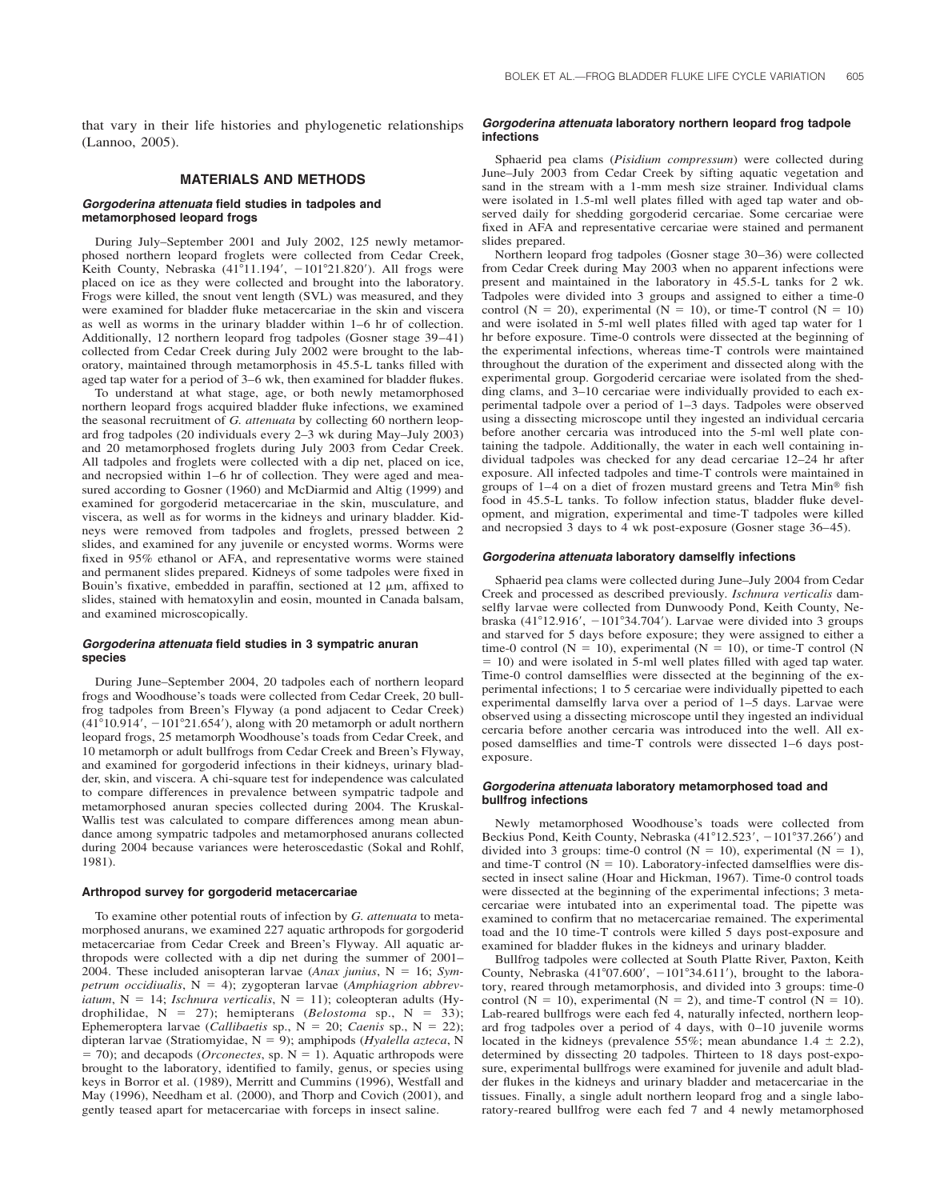that vary in their life histories and phylogenetic relationships (Lannoo, 2005).

## MATERIALS AND METHODS

### *Gorgoderina attenuata* field studies in tadpoles and metamorphosed leopard frogs

During July–September 2001 and July 2002, 125 newly metamorphosed northern leopard froglets were collected from Cedar Creek, Keith County, Nebraska (41°11.194′, −101°21.820′). All frogs were placed on ice as they were collected and brought into the laboratory. Frogs were killed, the snout vent length (SVL) was measured, and they were examined for bladder fluke metacercariae in the skin and viscera as well as worms in the urinary bladder within 1–6 hr of collection. Additionally, 12 northern leopard frog tadpoles (Gosner stage 39–41) collected from Cedar Creek during July 2002 were brought to the laboratory, maintained through metamorphosis in 45.5-L tanks filled with aged tap water for a period of 3–6 wk, then examined for bladder flukes.

To understand at what stage, age, or both newly metamorphosed northern leopard frogs acquired bladder fluke infections, we examined the seasonal recruitment of *G. attenuata* by collecting 60 northern leopard frog tadpoles (20 individuals every 2–3 wk during May–July 2003) and 20 metamorphosed froglets during July 2003 from Cedar Creek. All tadpoles and froglets were collected with a dip net, placed on ice, and necropsied within 1–6 hr of collection. They were aged and measured according to Gosner (1960) and McDiarmid and Altig (1999) and examined for gorgoderid metacercariae in the skin, musculature, and viscera, as well as for worms in the kidneys and urinary bladder. Kidneys were removed from tadpoles and froglets, pressed between 2 slides, and examined for any juvenile or encysted worms. Worms were fixed in 95% ethanol or AFA, and representative worms were stained and permanent slides prepared. Kidneys of some tadpoles were fixed in Bouin's fixative, embedded in paraffin, sectioned at 12 μm, affixed to slides, stained with hematoxylin and eosin, mounted in Canada balsam, and examined microscopically.

### *Gorgoderina attenuata* field studies in 3 sympatric anuran species

During June–September 2004, 20 tadpoles each of northern leopard frogs and Woodhouse's toads were collected from Cedar Creek, 20 bullfrog tadpoles from Breen's Flyway (a pond adjacent to Cedar Creek) (41°10.914′, −101°21.654′), along with 20 metamorph or adult northern leopard frogs, 25 metamorph Woodhouse's toads from Cedar Creek, and 10 metamorph or adult bullfrogs from Cedar Creek and Breen's Flyway, and examined for gorgoderid infections in their kidneys, urinary bladder, skin, and viscera. A chi-square test for independence was calculated to compare differences in prevalence between sympatric tadpole and metamorphosed anuran species collected during 2004. The Kruskal-Wallis test was calculated to compare differences among mean abundance among sympatric tadpoles and metamorphosed anurans collected during 2004 because variances were heteroscedastic (Sokal and Rohlf, 1981).

### Arthropod survey for gorgoderid metacercariae

To examine other potential routs of infection by *G. attenuata* to metamorphosed anurans, we examined 227 aquatic arthropods for gorgoderid metacercariae from Cedar Creek and Breen's Flyway. All aquatic arthropods were collected with a dip net during the summer of 2001–2004. These included anisopteran larvae (*Anax junius*, N = 16; *Sympetrum occidiualis*, N = 4); zygopteran larvae (*Amphiagrion abbreviatum*, N = 14; *Ischnura verticalis*, N = 11); coleopteran adults (Hydrophilidae, N = 27); hemipterans (*Belostoma* sp., N = 33); Ephemeroptera larvae (*Callibaetis* sp., N = 20; *Caenis* sp., N = 22); dipteran larvae (Stratiomyidae, N = 9); amphipods (*Hyalella azteca*, N = 70); and decapods (*Orconectes*, sp. N = 1). Aquatic arthropods were brought to the laboratory, identified to family, genus, or species using keys in Borror et al. (1989), Merritt and Cummins (1996), Westfall and May (1996), Needham et al. (2000), and Thorp and Covich (2001), and gently teased apart for metacercariae with forceps in insect saline.

### *Gorgoderina attenuata* laboratory northern leopard frog tadpole infections

Sphaerid pea clams (*Pisidium compressum*) were collected during June–July 2003 from Cedar Creek by sifting aquatic vegetation and sand in the stream with a 1-mm mesh size strainer. Individual clams were isolated in 1.5-ml well plates filled with aged tap water and observed daily for shedding gorgoderid cercariae. Some cercariae were fixed in AFA and representative cercariae were stained and permanent slides prepared.

Northern leopard frog tadpoles (Gosner stage 30–36) were collected from Cedar Creek during May 2003 when no apparent infections were present and maintained in the laboratory in 45.5-L tanks for 2 wk. Tadpoles were divided into 3 groups and assigned to either a time-0 control (N = 20), experimental (N = 10), or time-T control (N = 10) and were isolated in 5-ml well plates filled with aged tap water for 1 hr before exposure. Time-0 controls were dissected at the beginning of the experimental infections, whereas time-T controls were maintained throughout the duration of the experiment and dissected along with the experimental group. Gorgoderid cercariae were isolated from the shedding clams, and 3–10 cercariae were individually provided to each experimental tadpole over a period of 1–3 days. Tadpoles were observed using a dissecting microscope until they ingested an individual cercaria before another cercaria was introduced into the 5-ml well plate containing the tadpole. Additionally, the water in each well containing individual tadpoles was checked for any dead cercariae 12–24 hr after exposure. All infected tadpoles and time-T controls were maintained in groups of 1–4 on a diet of frozen mustard greens and Tetra Min® fish food in 45.5-L tanks. To follow infection status, bladder fluke development, and migration, experimental and time-T tadpoles were killed and necropsied 3 days to 4 wk post-exposure (Gosner stage 36–45).

### *Gorgoderina attenuata* laboratory damselfly infections

Sphaerid pea clams were collected during June–July 2004 from Cedar Creek and processed as described previously. *Ischnura verticalis* damselfly larvae were collected from Dunwoody Pond, Keith County, Nebraska (41°12.916′, −101°34.704′). Larvae were divided into 3 groups and starved for 5 days before exposure; they were assigned to either a time-0 control (N = 10), experimental (N = 10), or time-T control (N = 10) and were isolated in 5-ml well plates filled with aged tap water. Time-0 control damselflies were dissected at the beginning of the experimental infections; 1 to 5 cercariae were individually pipetted to each experimental damselfly larva over a period of 1–5 days. Larvae were observed using a dissecting microscope until they ingested an individual cercaria before another cercaria was introduced into the well. All exposed damselflies and time-T controls were dissected 1–6 days post-exposure.

### *Gorgoderina attenuata* laboratory metamorphosed toad and bullfrog infections

Newly metamorphosed Woodhouse's toads were collected from Beckius Pond, Keith County, Nebraska (41°12.523′, −101°37.266′) and divided into 3 groups: time-0 control (N = 10), experimental (N = 1), and time-T control (N = 10). Laboratory-infected damselflies were dissected in insect saline (Hoar and Hickman, 1967). Time-0 control toads were dissected at the beginning of the experimental infections; 3 metacercariae were intubated into an experimental toad. The pipette was examined to confirm that no metacercariae remained. The experimental toad and the 10 time-T controls were killed 5 days post-exposure and examined for bladder flukes in the kidneys and urinary bladder.

Bullfrog tadpoles were collected at South Platte River, Paxton, Keith County, Nebraska (41°07.600′, −101°34.611′), brought to the laboratory, reared through metamorphosis, and divided into 3 groups: time-0 control (N = 10), experimental (N = 2), and time-T control (N = 10). Lab-reared bullfrogs were each fed 4, naturally infected, northern leopard frog tadpoles over a period of 4 days, with 0–10 juvenile worms located in the kidneys (prevalence 55%; mean abundance 1.4 ± 2.2), determined by dissecting 20 tadpoles. Thirteen to 18 days post-exposure, experimental bullfrogs were examined for juvenile and adult bladder flukes in the kidneys and urinary bladder and metacercariae in the tissues. Finally, a single adult northern leopard frog and a single laboratory-reared bullfrog were each fed 7 and 4 newly metamorphosed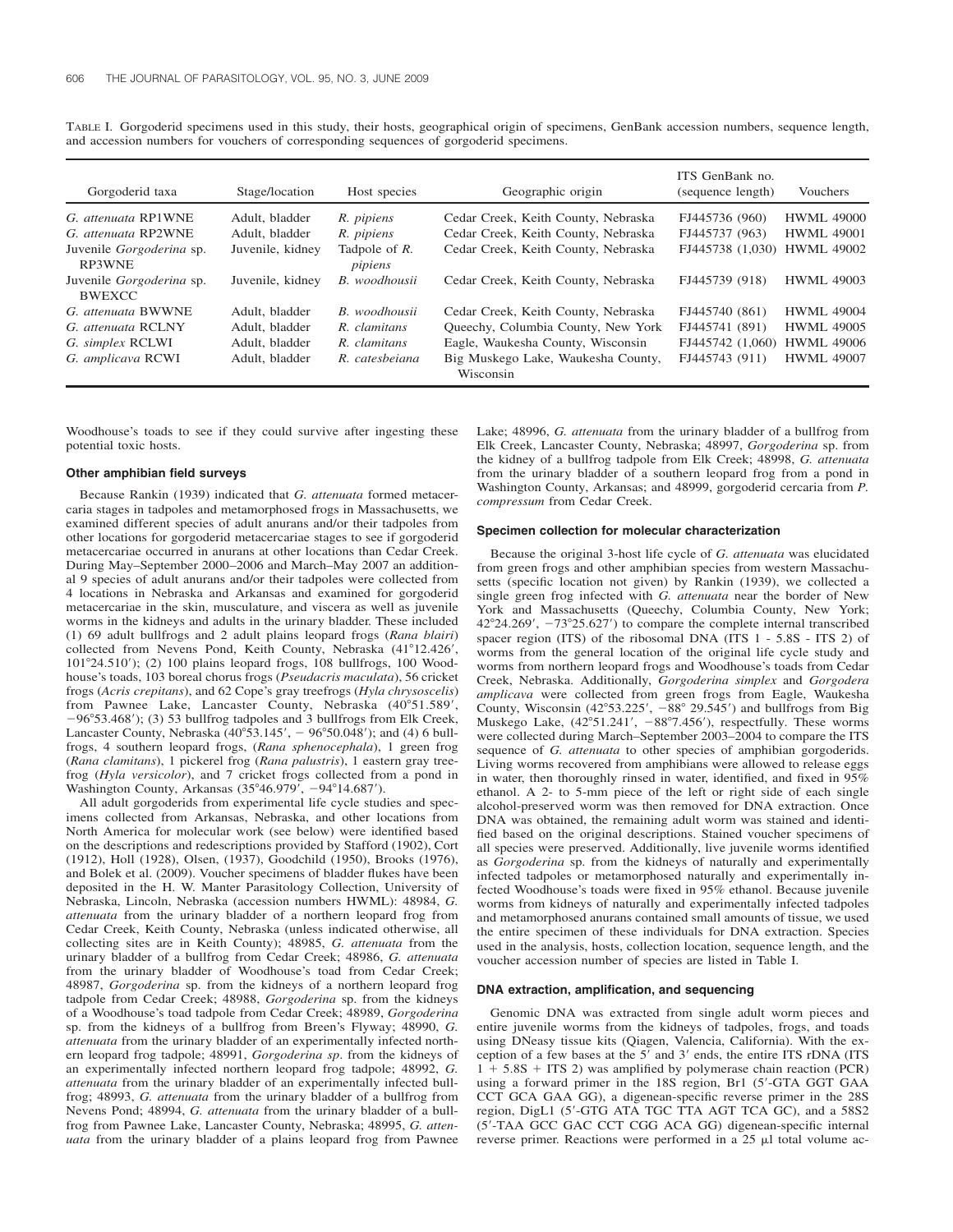TABLE I. Gorgoderid specimens used in this study, their hosts, geographical origin of specimens, GenBank accession numbers, sequence length, and accession numbers for vouchers of corresponding sequences of gorgoderid specimens.

| Gorgoderid taxa | Stage/location | Host species | Geographic origin | ITS GenBank no. (sequence length) | Vouchers |
|---|---|---|---|---|---|
| *G. attenuata* RP1WNE | Adult, bladder | *R. pipiens* | Cedar Creek, Keith County, Nebraska | FJ445736 (960) | HWML 49000 |
| *G. attenuata* RP2WNE | Adult, bladder | *R. pipiens* | Cedar Creek, Keith County, Nebraska | FJ445737 (963) | HWML 49001 |
| Juvenile *Gorgoderina* sp. RP3WNE | Juvenile, kidney | Tadpole of *R. pipiens* | Cedar Creek, Keith County, Nebraska | FJ445738 (1,030) | HWML 49002 |
| Juvenile *Gorgoderina* sp. BWEXCC | Juvenile, kidney | *B. woodhousii* | Cedar Creek, Keith County, Nebraska | FJ445739 (918) | HWML 49003 |
| *G. attenuata* BWWNE | Adult, bladder | *B. woodhousii* | Cedar Creek, Keith County, Nebraska | FJ445740 (861) | HWML 49004 |
| *G. attenuata* RCLNY | Adult, bladder | *R. clamitans* | Queechy, Columbia County, New York | FJ445741 (891) | HWML 49005 |
| *G. simplex* RCLWI | Adult, bladder | *R. clamitans* | Eagle, Waukesha County, Wisconsin | FJ445742 (1,060) | HWML 49006 |
| *G. amplicava* RCWI | Adult, bladder | *R. catesbeiana* | Big Muskego Lake, Waukesha County, Wisconsin | FJ445743 (911) | HWML 49007 |

Woodhouse's toads to see if they could survive after ingesting these potential toxic hosts.

### Other amphibian field surveys

Because Rankin (1939) indicated that *G. attenuata* formed metacercaria stages in tadpoles and metamorphosed frogs in Massachusetts, we examined different species of adult anurans and/or their tadpoles from other locations for gorgoderid metacercariae stages to see if gorgoderid metacercariae occurred in anurans at other locations than Cedar Creek. During May–September 2000–2006 and March–May 2007 an additional 9 species of adult anurans and/or their tadpoles were collected from 4 locations in Nebraska and Arkansas and examined for gorgoderid metacercariae in the skin, musculature, and viscera as well as juvenile worms in the kidneys and adults in the urinary bladder. These included (1) 69 adult bullfrogs and 2 adult plains leopard frogs (*Rana blairi*) collected from Nevens Pond, Keith County, Nebraska (41°12.426′, 101°24.510′); (2) 100 plains leopard frogs, 108 bullfrogs, 100 Woodhouse's toads, 103 boreal chorus frogs (*Pseudacris maculata*), 56 cricket frogs (*Acris crepitans*), and 62 Cope's gray treefrogs (*Hyla chrysoscelis*) from Pawnee Lake, Lancaster County, Nebraska (40°51.589′, −96°53.468′); (3) 53 bullfrog tadpoles and 3 bullfrogs from Elk Creek, Lancaster County, Nebraska (40°53.145′, − 96°50.048′); and (4) 6 bullfrogs, 4 southern leopard frogs, (*Rana sphenocephala*), 1 green frog (*Rana clamitans*), 1 pickerel frog (*Rana palustris*), 1 eastern gray treefrog (*Hyla versicolor*), and 7 cricket frogs collected from a pond in Washington County, Arkansas (35°46.979′, −94°14.687′).

All adult gorgoderids from experimental life cycle studies and specimens collected from Arkansas, Nebraska, and other locations from North America for molecular work (see below) were identified based on the descriptions and redescriptions provided by Stafford (1902), Cort (1912), Holl (1928), Olsen, (1937), Goodchild (1950), Brooks (1976), and Bolek et al. (2009). Voucher specimens of bladder flukes have been deposited in the H. W. Manter Parasitology Collection, University of Nebraska, Lincoln, Nebraska (accession numbers HWML): 48984, *G. attenuata* from the urinary bladder of a northern leopard frog from Cedar Creek, Keith County, Nebraska (unless indicated otherwise, all collecting sites are in Keith County); 48985, *G. attenuata* from the urinary bladder of a bullfrog from Cedar Creek; 48986, *G. attenuata* from the urinary bladder of Woodhouse's toad from Cedar Creek; 48987, *Gorgoderina* sp. from the kidneys of a northern leopard frog tadpole from Cedar Creek; 48988, *Gorgoderina* sp. from the kidneys of a Woodhouse's toad tadpole from Cedar Creek; 48989, *Gorgoderina* sp. from the kidneys of a bullfrog from Breen's Flyway; 48990, *G. attenuata* from the urinary bladder of an experimentally infected northern leopard frog tadpole; 48991, *Gorgoderina sp*. from the kidneys of an experimentally infected northern leopard frog tadpole; 48992, *G. attenuata* from the urinary bladder of an experimentally infected bullfrog; 48993, *G. attenuata* from the urinary bladder of a bullfrog from Nevens Pond; 48994, *G. attenuata* from the urinary bladder of a bullfrog from Pawnee Lake, Lancaster County, Nebraska; 48995, *G. attenuata* from the urinary bladder of a plains leopard frog from Pawnee Lake; 48996, *G. attenuata* from the urinary bladder of a bullfrog from Elk Creek, Lancaster County, Nebraska; 48997, *Gorgoderina* sp. from the kidney of a bullfrog tadpole from Elk Creek; 48998, *G. attenuata* from the urinary bladder of a southern leopard frog from a pond in Washington County, Arkansas; and 48999, gorgoderid cercaria from *P. compressum* from Cedar Creek.

### Specimen collection for molecular characterization

Because the original 3-host life cycle of *G. attenuata* was elucidated from green frogs and other amphibian species from western Massachusetts (specific location not given) by Rankin (1939), we collected a single green frog infected with *G. attenuata* near the border of New York and Massachusetts (Queechy, Columbia County, New York; 42°24.269′, −73°25.627′) to compare the complete internal transcribed spacer region (ITS) of the ribosomal DNA (ITS 1 - 5.8S - ITS 2) of worms from the general location of the original life cycle study and worms from northern leopard frogs and Woodhouse's toads from Cedar Creek, Nebraska. Additionally, *Gorgoderina simplex* and *Gorgodera amplicava* were collected from green frogs from Eagle, Waukesha County, Wisconsin (42°53.225′, −88° 29.545′) and bullfrogs from Big Muskego Lake, (42°51.241′, −88°7.456′), respectfully. These worms were collected during March–September 2003–2004 to compare the ITS sequence of *G. attenuata* to other species of amphibian gorgoderids. Living worms recovered from amphibians were allowed to release eggs in water, then thoroughly rinsed in water, identified, and fixed in 95% ethanol. A 2- to 5-mm piece of the left or right side of each single alcohol-preserved worm was then removed for DNA extraction. Once DNA was obtained, the remaining adult worm was stained and identified based on the original descriptions. Stained voucher specimens of all species were preserved. Additionally, live juvenile worms identified as *Gorgoderina* sp. from the kidneys of naturally and experimentally infected tadpoles or metamorphosed naturally and experimentally infected Woodhouse's toads were fixed in 95% ethanol. Because juvenile worms from kidneys of naturally and experimentally infected tadpoles and metamorphosed anurans contained small amounts of tissue, we used the entire specimen of these individuals for DNA extraction. Species used in the analysis, hosts, collection location, sequence length, and the voucher accession number of species are listed in Table I.

### DNA extraction, amplification, and sequencing

Genomic DNA was extracted from single adult worm pieces and entire juvenile worms from the kidneys of tadpoles, frogs, and toads using DNeasy tissue kits (Qiagen, Valencia, California). With the exception of a few bases at the 5′ and 3′ ends, the entire ITS rDNA (ITS 1 + 5.8S + ITS 2) was amplified by polymerase chain reaction (PCR) using a forward primer in the 18S region, Br1 (5′-GTA GGT GAA CCT GCA GAA GG), a digenean-specific reverse primer in the 28S region, DigL1 (5′-GTG ATA TGC TTA AGT TCA GC), and a 58S2 (5′-TAA GCC GAC CCT CGG ACA GG) digenean-specific internal reverse primer. Reactions were performed in a 25 μl total volume ac-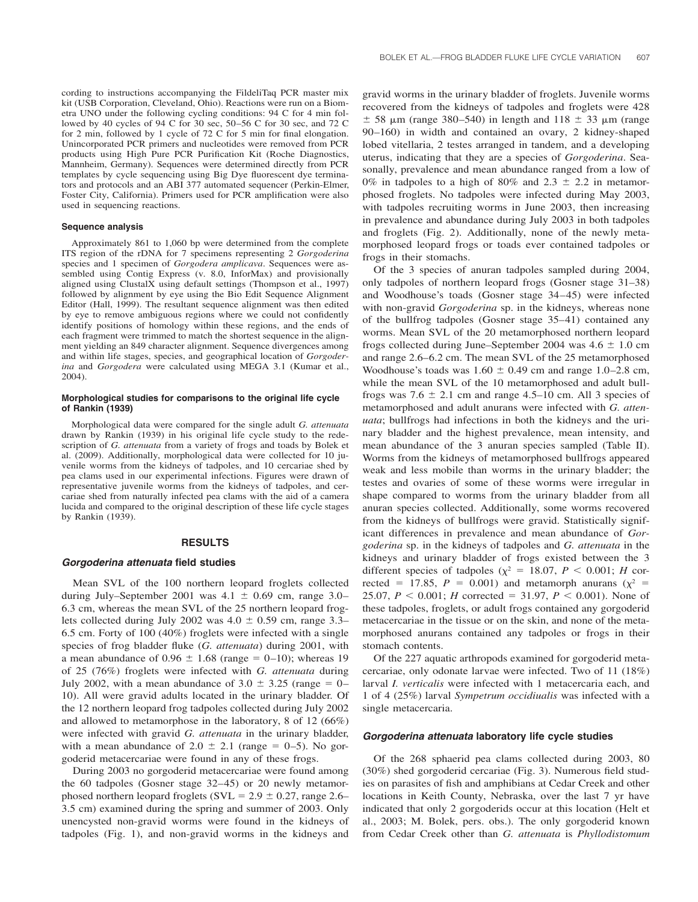cording to instructions accompanying the FideliTaq PCR master mix kit (USB Corporation, Cleveland, Ohio). Reactions were run on a Biometra UNO under the following cycling conditions: 94 C for 4 min followed by 40 cycles of 94 C for 30 sec, 50–56 C for 30 sec, and 72 C for 2 min, followed by 1 cycle of 72 C for 5 min for final elongation. Unincorporated PCR primers and nucleotides were removed from PCR products using High Pure PCR Purification Kit (Roche Diagnostics, Mannheim, Germany). Sequences were determined directly from PCR templates by cycle sequencing using Big Dye fluorescent dye terminators and protocols and an ABI 377 automated sequencer (Perkin-Elmer, Foster City, California). Primers used for PCR amplification were also used in sequencing reactions.

#### Sequence analysis

Approximately 861 to 1,060 bp were determined from the complete ITS region of the rDNA for 7 specimens representing 2 *Gorgoderina* species and 1 specimen of *Gorgodera amplicava*. Sequences were assembled using Contig Express (v. 8.0, InforMax) and provisionally aligned using ClustalX using default settings (Thompson et al., 1997) followed by alignment by eye using the Bio Edit Sequence Alignment Editor (Hall, 1999). The resultant sequence alignment was then edited by eye to remove ambiguous regions where we could not confidently identify positions of homology within these regions, and the ends of each fragment were trimmed to match the shortest sequence in the alignment yielding an 849 character alignment. Sequence divergences among and within life stages, species, and geographical location of *Gorgoderina* and *Gorgodera* were calculated using MEGA 3.1 (Kumar et al., 2004).

#### Morphological studies for comparisons to the original life cycle of Rankin (1939)

Morphological data were compared for the single adult *G. attenuata* drawn by Rankin (1939) in his original life cycle study to the redescription of *G. attenuata* from a variety of frogs and toads by Bolek et al. (2009). Additionally, morphological data were collected for 10 juvenile worms from the kidneys of tadpoles, and 10 cercariae shed by pea clams used in our experimental infections. Figures were drawn of representative juvenile worms from the kidneys of tadpoles, and cercariae shed from naturally infected pea clams with the aid of a camera lucida and compared to the original description of these life cycle stages by Rankin (1939).

## RESULTS

### *Gorgoderina attenuata* field studies

Mean SVL of the 100 northern leopard froglets collected during July–September 2001 was 4.1 ± 0.69 cm, range 3.0–6.3 cm, whereas the mean SVL of the 25 northern leopard froglets collected during July 2002 was 4.0 ± 0.59 cm, range 3.3–6.5 cm. Forty of 100 (40%) froglets were infected with a single species of frog bladder fluke (*G. attenuata*) during 2001, with a mean abundance of 0.96 ± 1.68 (range = 0–10); whereas 19 of 25 (76%) froglets were infected with *G. attenuata* during July 2002, with a mean abundance of 3.0 ± 3.25 (range = 0–10). All were gravid adults located in the urinary bladder. Of the 12 northern leopard frog tadpoles collected during July 2002 and allowed to metamorphose in the laboratory, 8 of 12 (66%) were infected with gravid *G. attenuata* in the urinary bladder, with a mean abundance of 2.0 ± 2.1 (range = 0–5). No gorgoderid metacercariae were found in any of these frogs.

During 2003 no gorgoderid metacercariae were found among the 60 tadpoles (Gosner stage 32–45) or 20 newly metamorphosed northern leopard froglets (SVL = 2.9 ± 0.27, range 2.6–3.5 cm) examined during the spring and summer of 2003. Only unencysted non-gravid worms were found in the kidneys of tadpoles (Fig. 1), and non-gravid worms in the kidneys and gravid worms in the urinary bladder of froglets. Juvenile worms recovered from the kidneys of tadpoles and froglets were 428 ± 58 μm (range 380–540) in length and 118 ± 33 μm (range 90–160) in width and contained an ovary, 2 kidney-shaped lobed vitellaria, 2 testes arranged in tandem, and a developing uterus, indicating that they are a species of *Gorgoderina*. Seasonally, prevalence and mean abundance ranged from a low of 0% in tadpoles to a high of 80% and 2.3 ± 2.2 in metamorphosed froglets. No tadpoles were infected during May 2003, with tadpoles recruiting worms in June 2003, then increasing in prevalence and abundance during July 2003 in both tadpoles and froglets (Fig. 2). Additionally, none of the newly metamorphosed leopard frogs or toads ever contained tadpoles or frogs in their stomachs.

Of the 3 species of anuran tadpoles sampled during 2004, only tadpoles of northern leopard frogs (Gosner stage 31–38) and Woodhouse's toads (Gosner stage 34–45) were infected with non-gravid *Gorgoderina* sp. in the kidneys, whereas none of the bullfrog tadpoles (Gosner stage 35–41) contained any worms. Mean SVL of the 20 metamorphosed northern leopard frogs collected during June–September 2004 was 4.6 ± 1.0 cm and range 2.6–6.2 cm. The mean SVL of the 25 metamorphosed Woodhouse's toads was 1.60 ± 0.49 cm and range 1.0–2.8 cm, while the mean SVL of the 10 metamorphosed and adult bullfrogs was 7.6 ± 2.1 cm and range 4.5–10 cm. All 3 species of metamorphosed and adult anurans were infected with *G. attenuata*; bullfrogs had infections in both the kidneys and the urinary bladder and the highest prevalence, mean intensity, and mean abundance of the 3 anuran species sampled (Table II). Worms from the kidneys of metamorphosed bullfrogs appeared weak and less mobile than worms in the urinary bladder; the testes and ovaries of some of these worms were irregular in shape compared to worms from the urinary bladder from all anuran species collected. Additionally, some worms recovered from the kidneys of bullfrogs were gravid. Statistically significant differences in prevalence and mean abundance of *Gorgoderina* sp. in the kidneys of tadpoles and *G. attenuata* in the kidneys and urinary bladder of frogs existed between the 3 different species of tadpoles ($\chi^2 = 18.07$, $P < 0.001$; $H$ corrected = 17.85, $P = 0.001$) and metamorph anurans ($\chi^2 = 25.07$, $P < 0.001$; $H$ corrected = 31.97, $P < 0.001$). None of these tadpoles, froglets, or adult frogs contained any gorgoderid metacercariae in the tissue or on the skin, and none of the metamorphosed anurans contained any tadpoles or frogs in their stomach contents.

Of the 227 aquatic arthropods examined for gorgoderid metacercariae, only odonate larvae were infected. Two of 11 (18%) larval *I. verticalis* were infected with 1 metacercaria each, and 1 of 4 (25%) larval *Sympetrum occidiualis* was infected with a single metacercaria.

### *Gorgoderina attenuata* laboratory life cycle studies

Of the 268 sphaerid pea clams collected during 2003, 80 (30%) shed gorgoderid cercariae (Fig. 3). Numerous field studies on parasites of fish and amphibians at Cedar Creek and other locations in Keith County, Nebraska, over the last 7 yr have indicated that only 2 gorgoderids occur at this location (Helt et al., 2003; M. Bolek, pers. obs.). The only gorgoderid known from Cedar Creek other than *G. attenuata* is *Phyllodistomum*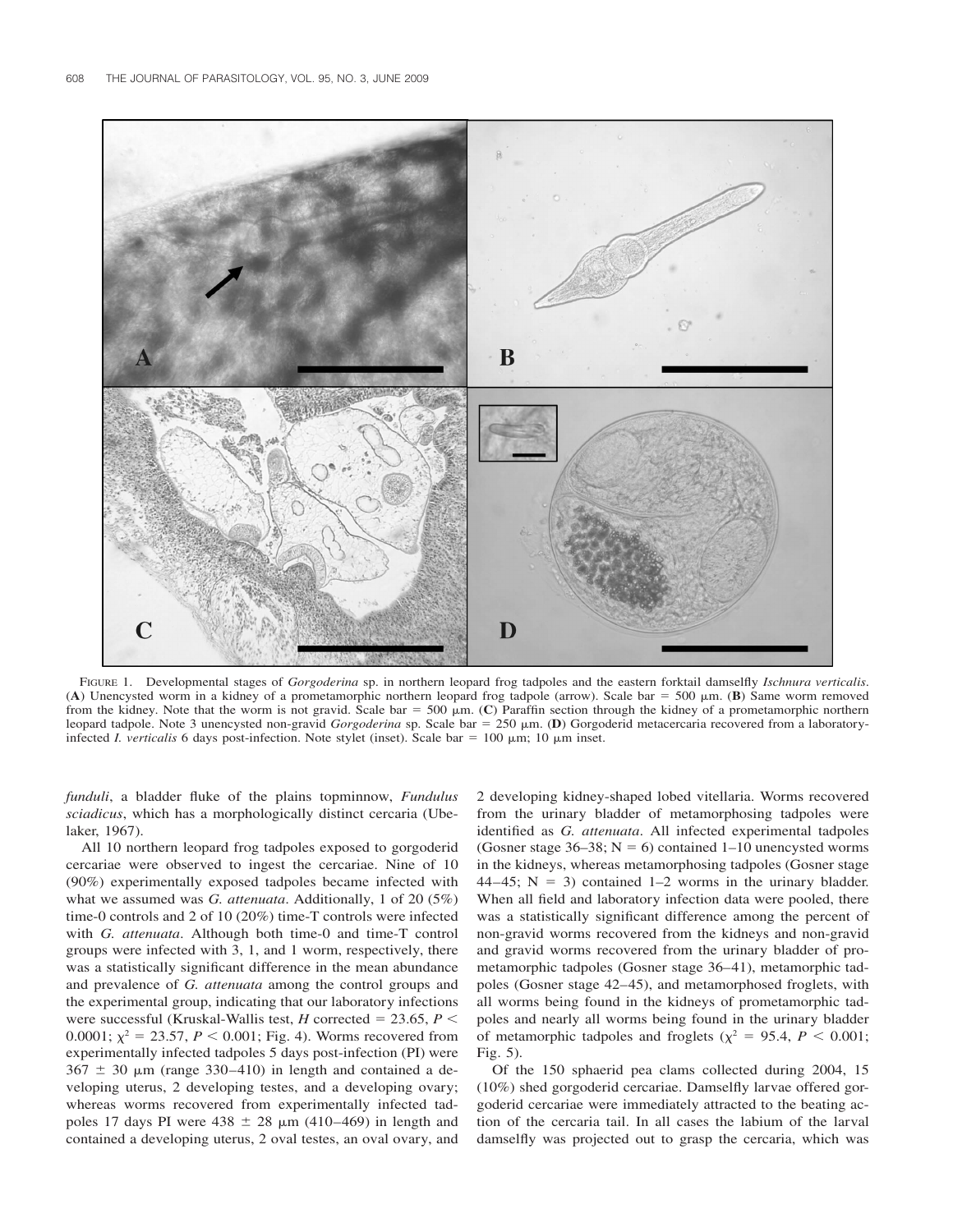FIGURE 1. Developmental stages of *Gorgoderina* sp. in northern leopard frog tadpoles and the eastern forktail damselfly *Ischnura verticalis*. (**A**) Unencysted worm in a kidney of a prometamorphic northern leopard frog tadpole (arrow). Scale bar = 500 μm. (**B**) Same worm removed from the kidney. Note that the worm is not gravid. Scale bar = 500 μm. (**C**) Paraffin section through the kidney of a prometamorphic northern leopard tadpole. Note 3 unencysted non-gravid *Gorgoderina* sp. Scale bar = 250 μm. (**D**) Gorgoderid metacercaria recovered from a laboratory-infected *I. verticalis* 6 days post-infection. Note stylet (inset). Scale bar = 100 μm; 10 μm inset.

*funduli*, a bladder fluke of the plains topminnow, *Fundulus sciadicus*, which has a morphologically distinct cercaria (Ubelaker, 1967).

All 10 northern leopard frog tadpoles exposed to gorgoderid cercariae were observed to ingest the cercariae. Nine of 10 (90%) experimentally exposed tadpoles became infected with what we assumed was *G. attenuata*. Additionally, 1 of 20 (5%) time-0 controls and 2 of 10 (20%) time-T controls were infected with *G. attenuata*. Although both time-0 and time-T control groups were infected with 3, 1, and 1 worm, respectively, there was a statistically significant difference in the mean abundance and prevalence of *G. attenuata* among the control groups and the experimental group, indicating that our laboratory infections were successful (Kruskal-Wallis test, *H* corrected = 23.65, $P < 0.0001$; $\chi^2 = 23.57$, $P < 0.001$; Fig. 4). Worms recovered from experimentally infected tadpoles 5 days post-infection (PI) were $367 \pm 30$ μm (range 330–410) in length and contained a developing uterus, 2 developing testes, and a developing ovary; whereas worms recovered from experimentally infected tadpoles 17 days PI were $438 \pm 28$ μm (410–469) in length and contained a developing uterus, 2 oval testes, an oval ovary, and 2 developing kidney-shaped lobed vitellaria. Worms recovered from the urinary bladder of metamorphosing tadpoles were identified as *G. attenuata*. All infected experimental tadpoles (Gosner stage 36–38; N = 6) contained 1–10 unencysted worms in the kidneys, whereas metamorphosing tadpoles (Gosner stage 44–45; N = 3) contained 1–2 worms in the urinary bladder. When all field and laboratory infection data were pooled, there was a statistically significant difference among the percent of non-gravid worms recovered from the kidneys and non-gravid and gravid worms recovered from the urinary bladder of prometamorphic tadpoles (Gosner stage 36–41), metamorphic tadpoles (Gosner stage 42–45), and metamorphosed froglets, with all worms being found in the kidneys of prometamorphic tadpoles and nearly all worms being found in the urinary bladder of metamorphic tadpoles and froglets ($\chi^2 = 95.4$, $P < 0.001$; Fig. 5).

Of the 150 sphaerid pea clams collected during 2004, 15 (10%) shed gorgoderid cercariae. Damselfly larvae offered gorgoderid cercariae were immediately attracted to the beating action of the cercaria tail. In all cases the labium of the larval damselfly was projected out to grasp the cercaria, which was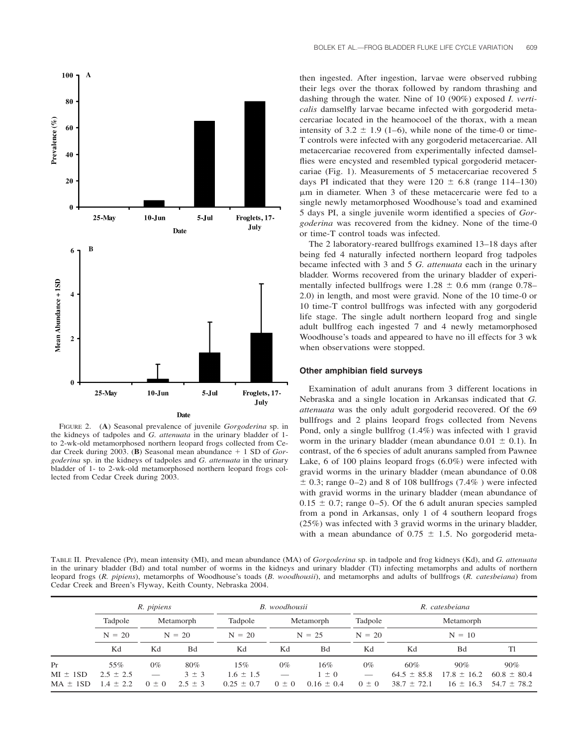then ingested. After ingestion, larvae were observed rubbing their legs over the thorax followed by random thrashing and dashing through the water. Nine of 10 (90%) exposed *I. verticalis* damselfly larvae became infected with gorgoderid metacercariae located in the heamocoel of the thorax, with a mean intensity of 3.2 ± 1.9 (1–6), while none of the time-0 or time-T controls were infected with any gorgoderid metacercariae. All metacercariae recovered from experimentally infected damselflies were encysted and resembled typical gorgoderid metacercariae (Fig. 1). Measurements of 5 metacercariae recovered 5 days PI indicated that they were 120 ± 6.8 (range 114–130) μm in diameter. When 3 of these metacercarie were fed to a single newly metamorphosed Woodhouse's toad and examined 5 days PI, a single juvenile worm identified a species of *Gorgoderina* was recovered from the kidney. None of the time-0 or time-T control toads was infected.

The 2 laboratory-reared bullfrogs examined 13–18 days after being fed 4 naturally infected northern leopard frog tadpoles became infected with 3 and 5 *G. attenuata* each in the urinary bladder. Worms recovered from the urinary bladder of experimentally infected bullfrogs were 1.28 ± 0.6 mm (range 0.78–2.0) in length, and most were gravid. None of the 10 time-0 or 10 time-T control bullfrogs was infected with any gorgoderid life stage. The single adult northern leopard frog and single adult bullfrog each ingested 7 and 4 newly metamorphosed Woodhouse's toads and appeared to have no ill effects for 3 wk when observations were stopped.

### Other amphibian field surveys

Examination of adult anurans from 3 different locations in Nebraska and a single location in Arkansas indicated that *G. attenuata* was the only adult gorgoderid recovered. Of the 69 bullfrogs and 2 plains leopard frogs collected from Nevens Pond, only a single bullfrog (1.4%) was infected with 1 gravid worm in the urinary bladder (mean abundance 0.01 ± 0.1). In contrast, of the 6 species of adult anurans sampled from Pawnee Lake, 6 of 100 plains leopard frogs (6.0%) were infected with gravid worms in the urinary bladder (mean abundance of 0.08 ± 0.3; range 0–2) and 8 of 108 bullfrogs (7.4% ) were infected with gravid worms in the urinary bladder (mean abundance of 0.15 ± 0.7; range 0–5). Of the 6 adult anuran species sampled from a pond in Arkansas, only 1 of 4 southern leopard frogs (25%) was infected with 3 gravid worms in the urinary bladder, with a mean abundance of 0.75 ± 1.5. No gorgoderid meta-

FIGURE 2. (**A**) Seasonal prevalence of juvenile *Gorgoderina* sp. in the kidneys of tadpoles and *G. attenuata* in the urinary bladder of 1- to 2-wk-old metamorphosed northern leopard frogs collected from Cedar Creek during 2003. (**B**) Seasonal mean abundance + 1 SD of *Gorgoderina* sp. in the kidneys of tadpoles and *G. attenuata* in the urinary bladder of 1- to 2-wk-old metamorphosed northern leopard frogs collected from Cedar Creek during 2003.

TABLE II. Prevalence (Pr), mean intensity (MI), and mean abundance (MA) of *Gorgoderina* sp. in tadpole and frog kidneys (Kd), and *G. attenuata* in the urinary bladder (Bd) and total number of worms in the kidneys and urinary bladder (Tl) infecting metamorphs and adults of northern leopard frogs (*R. pipiens*), metamorphs of Woodhouse's toads (*B. woodhousii*), and metamorphs and adults of bullfrogs (*R. catesbeiana*) from Cedar Creek and Breen's Flyway, Keith County, Nebraska 2004.

| | *R. pipiens* | | | *B. woodhousii* | | | *R. catesbeiana* | | | |
|---|---|---|---|---|---|---|---|---|---|---|
| | Tadpole | Metamorph | | Tadpole | Metamorph | | Tadpole | Metamorph | | |
| | N = 20 | N = 20 | | N = 20 | N = 25 | | N = 20 | N = 10 | | |
| | Kd | Kd | Bd | Kd | Kd | Bd | Kd | Kd | Bd | Tl |
| Pr | 55% | 0% | 80% | 15% | 0% | 16% | 0% | 60% | 90% | 90% |
| MI ± 1SD | 2.5 ± 2.5 | — | 3 ± 3 | 1.6 ± 1.5 | — | 1 ± 0 | — | 64.5 ± 85.8 | 17.8 ± 16.2 | 60.8 ± 80.4 |
| MA ± 1SD | 1.4 ± 2.2 | 0 ± 0 | 2.5 ± 3 | 0.25 ± 0.7 | 0 ± 0 | 0.16 ± 0.4 | 0 ± 0 | 38.7 ± 72.1 | 16 ± 16.3 | 54.7 ± 78.2 |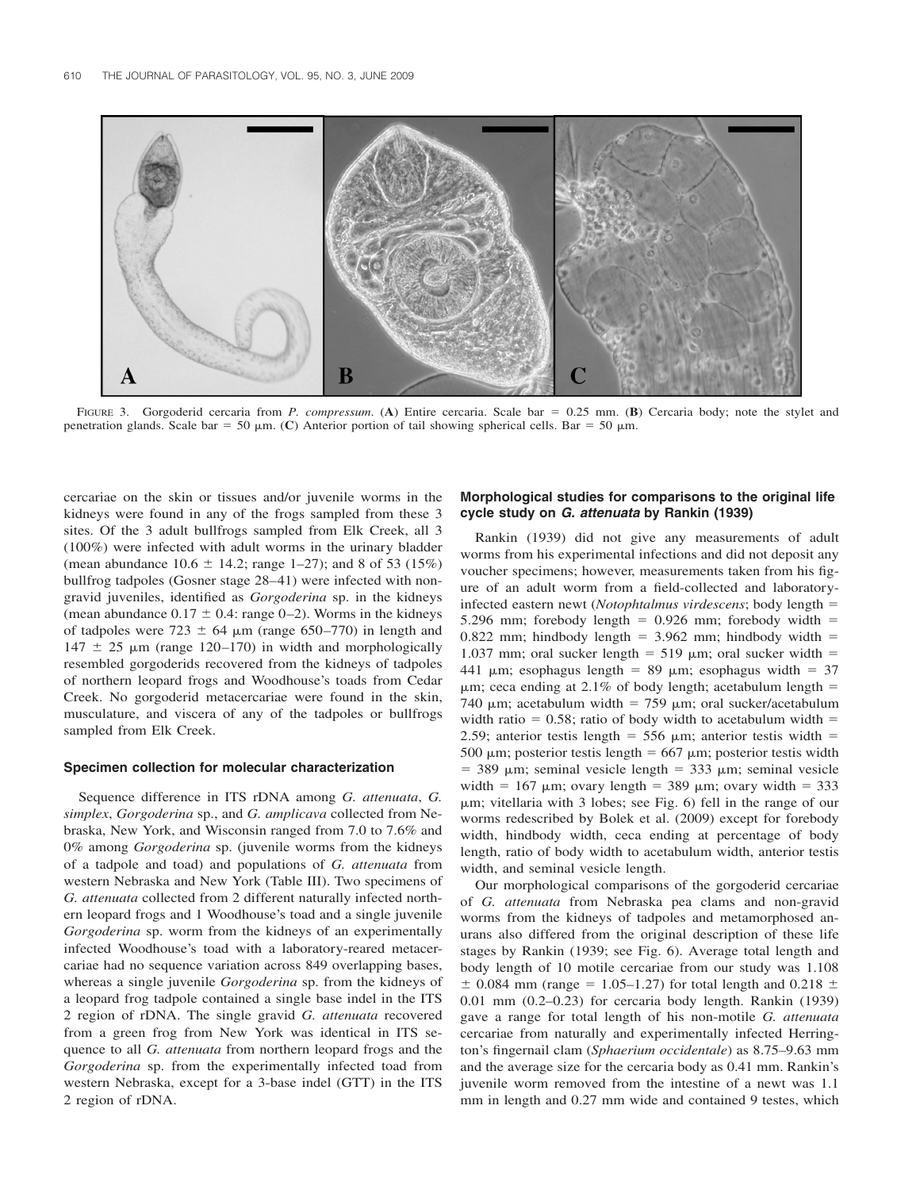FIGURE 3. Gorgoderid cercaria from *P. compressum*. (**A**) Entire cercaria. Scale bar = 0.25 mm. (**B**) Cercaria body; note the stylet and penetration glands. Scale bar = 50 μm. (**C**) Anterior portion of tail showing spherical cells. Bar = 50 μm.

cercariae on the skin or tissues and/or juvenile worms in the kidneys were found in any of the frogs sampled from these 3 sites. Of the 3 adult bullfrogs sampled from Elk Creek, all 3 (100%) were infected with adult worms in the urinary bladder (mean abundance 10.6 ± 14.2; range 1–27); and 8 of 53 (15%) bullfrog tadpoles (Gosner stage 28–41) were infected with non-gravid juveniles, identified as *Gorgoderina* sp. in the kidneys (mean abundance 0.17 ± 0.4: range 0–2). Worms in the kidneys of tadpoles were 723 ± 64 μm (range 650–770) in length and 147 ± 25 μm (range 120–170) in width and morphologically resembled gorgoderids recovered from the kidneys of tadpoles of northern leopard frogs and Woodhouse's toads from Cedar Creek. No gorgoderid metacercariae were found in the skin, musculature, and viscera of any of the tadpoles or bullfrogs sampled from Elk Creek.

### Specimen collection for molecular characterization

Sequence difference in ITS rDNA among *G. attenuata*, *G. simplex*, *Gorgoderina* sp., and *G. amplicava* collected from Nebraska, New York, and Wisconsin ranged from 7.0 to 7.6% and 0% among *Gorgoderina* sp. (juvenile worms from the kidneys of a tadpole and toad) and populations of *G. attenuata* from western Nebraska and New York (Table III). Two specimens of *G. attenuata* collected from 2 different naturally infected northern leopard frogs and 1 Woodhouse's toad and a single juvenile *Gorgoderina* sp. worm from the kidneys of an experimentally infected Woodhouse's toad with a laboratory-reared metacercariae had no sequence variation across 849 overlapping bases, whereas a single juvenile *Gorgoderina* sp. from the kidneys of a leopard frog tadpole contained a single base indel in the ITS 2 region of rDNA. The single gravid *G. attenuata* recovered from a green frog from New York was identical in ITS sequence to all *G. attenuata* from northern leopard frogs and the *Gorgoderina* sp. from the experimentally infected toad from western Nebraska, except for a 3-base indel (GTT) in the ITS 2 region of rDNA.

### Morphological studies for comparisons to the original life cycle study on *G. attenuata* by Rankin (1939)

Rankin (1939) did not give any measurements of adult worms from his experimental infections and did not deposit any voucher specimens; however, measurements taken from his figure of an adult worm from a field-collected and laboratory-infected eastern newt (*Notophtalmus virdescens*; body length = 5.296 mm; forebody length = 0.926 mm; forebody width = 0.822 mm; hindbody length = 3.962 mm; hindbody width = 1.037 mm; oral sucker length = 519 μm; oral sucker width = 441 μm; esophagus length = 89 μm; esophagus width = 37 μm; ceca ending at 2.1% of body length; acetabulum length = 740 μm; acetabulum width = 759 μm; oral sucker/acetabulum width ratio = 0.58; ratio of body width to acetabulum width = 2.59; anterior testis length = 556 μm; anterior testis width = 500 μm; posterior testis length = 667 μm; posterior testis width = 389 μm; seminal vesicle length = 333 μm; seminal vesicle width = 167 μm; ovary length = 389 μm; ovary width = 333 μm; vitellaria with 3 lobes; see Fig. 6) fell in the range of our worms redescribed by Bolek et al. (2009) except for forebody width, hindbody width, ceca ending at percentage of body length, ratio of body width to acetabulum width, anterior testis width, and seminal vesicle length.

Our morphological comparisons of the gorgoderid cercariae of *G. attenuata* from Nebraska pea clams and non-gravid worms from the kidneys of tadpoles and metamorphosed anurans also differed from the original description of these life stages by Rankin (1939; see Fig. 6). Average total length and body length of 10 motile cercariae from our study was 1.108 ± 0.084 mm (range = 1.05–1.27) for total length and 0.218 ± 0.01 mm (0.2–0.23) for cercaria body length. Rankin (1939) gave a range for total length of his non-motile *G. attenuata* cercariae from naturally and experimentally infected Herrington's fingernail clam (*Sphaerium occidentale*) as 8.75–9.63 mm and the average size for the cercaria body as 0.41 mm. Rankin's juvenile worm removed from the intestine of a newt was 1.1 mm in length and 0.27 mm wide and contained 9 testes, which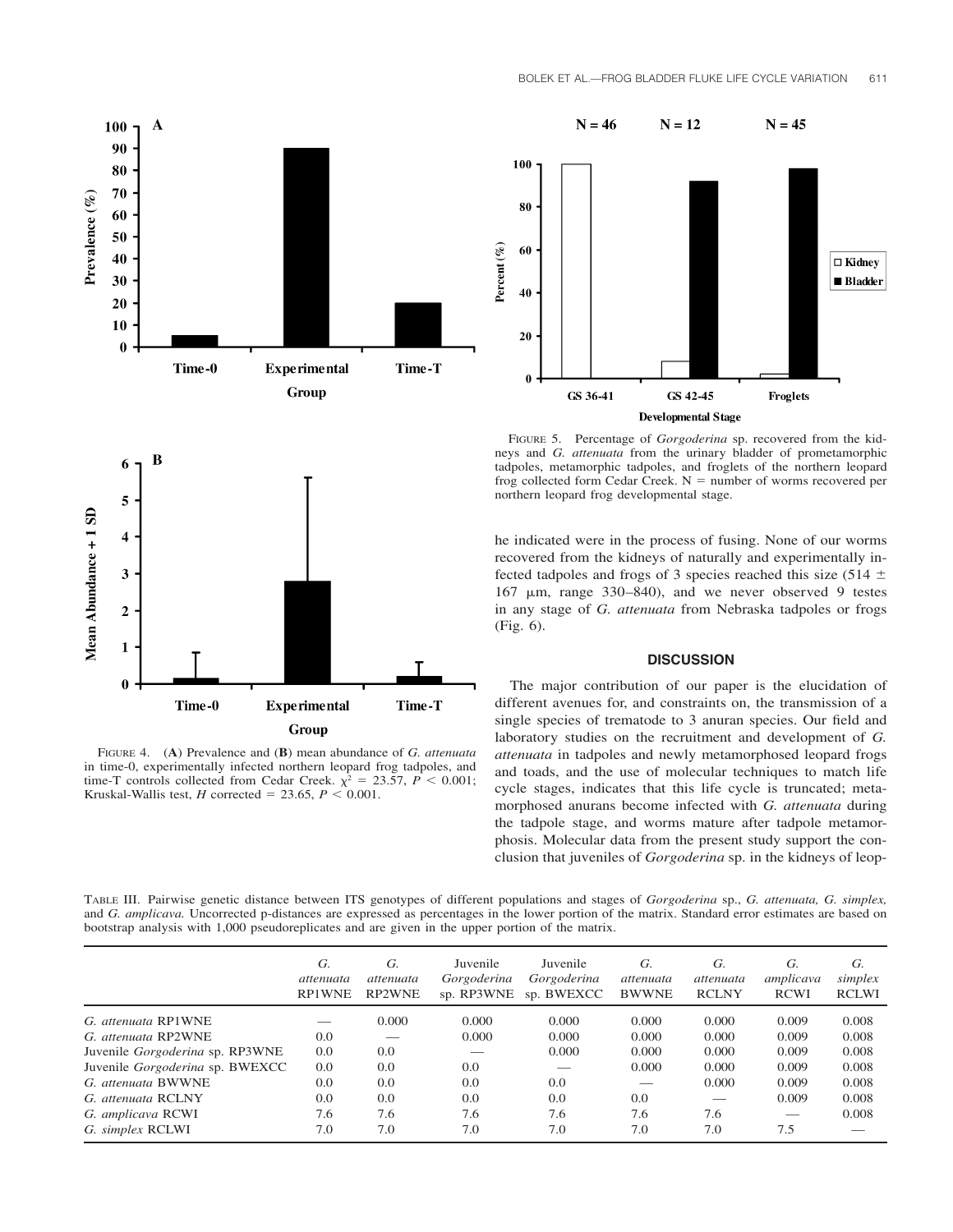FIGURE 4. (**A**) Prevalence and (**B**) mean abundance of *G. attenuata* in time-0, experimentally infected northern leopard frog tadpoles, and time-T controls collected from Cedar Creek. $\chi^2 = 23.57$, $P < 0.001$; Kruskal-Wallis test, $H$ corrected $= 23.65$, $P < 0.001$.

FIGURE 5. Percentage of *Gorgoderina* sp. recovered from the kidneys and *G. attenuata* from the urinary bladder of prometamorphic tadpoles, metamorphic tadpoles, and froglets of the northern leopard frog collected form Cedar Creek. N = number of worms recovered per northern leopard frog developmental stage.

he indicated were in the process of fusing. None of our worms recovered from the kidneys of naturally and experimentally infected tadpoles and frogs of 3 species reached this size (514 ± 167 μm, range 330–840), and we never observed 9 testes in any stage of *G. attenuata* from Nebraska tadpoles or frogs (Fig. 6).

## DISCUSSION

The major contribution of our paper is the elucidation of different avenues for, and constraints on, the transmission of a single species of trematode to 3 anuran species. Our field and laboratory studies on the recruitment and development of *G. attenuata* in tadpoles and newly metamorphosed leopard frogs and toads, and the use of molecular techniques to match life cycle stages, indicates that this life cycle is truncated; metamorphosed anurans become infected with *G. attenuata* during the tadpole stage, and worms mature after tadpole metamorphosis. Molecular data from the present study support the conclusion that juveniles of *Gorgoderina* sp. in the kidneys of leop-

TABLE III. Pairwise genetic distance between ITS genotypes of different populations and stages of *Gorgoderina* sp., *G. attenuata, G. simplex,* and *G. amplicava.* Uncorrected p-distances are expressed as percentages in the lower portion of the matrix. Standard error estimates are based on bootstrap analysis with 1,000 pseudoreplicates and are given in the upper portion of the matrix.

| | *G. attenuata* RP1WNE | *G. attenuata* RP2WNE | Juvenile *Gorgoderina* sp. RP3WNE | Juvenile *Gorgoderina* sp. BWEXCC | *G. attenuata* BWWNE | *G. attenuata* RCLNY | *G. amplicava* RCWI | *G. simplex* RCLWI |
|---|---|---|---|---|---|---|---|---|
| *G. attenuata* RP1WNE | — | 0.000 | 0.000 | 0.000 | 0.000 | 0.000 | 0.009 | 0.008 |
| *G. attenuata* RP2WNE | 0.0 | — | 0.000 | 0.000 | 0.000 | 0.000 | 0.009 | 0.008 |
| Juvenile *Gorgoderina* sp. RP3WNE | 0.0 | 0.0 | — | 0.000 | 0.000 | 0.000 | 0.009 | 0.008 |
| Juvenile *Gorgoderina* sp. BWEXCC | 0.0 | 0.0 | 0.0 | — | 0.000 | 0.000 | 0.009 | 0.008 |
| *G. attenuata* BWWNE | 0.0 | 0.0 | 0.0 | 0.0 | — | 0.000 | 0.009 | 0.008 |
| *G. attenuata* RCLNY | 0.0 | 0.0 | 0.0 | 0.0 | 0.0 | — | 0.009 | 0.008 |
| *G. amplicava* RCWI | 7.6 | 7.6 | 7.6 | 7.6 | 7.6 | 7.6 | — | 0.008 |
| *G. simplex* RCLWI | 7.0 | 7.0 | 7.0 | 7.0 | 7.0 | 7.0 | 7.5 | — |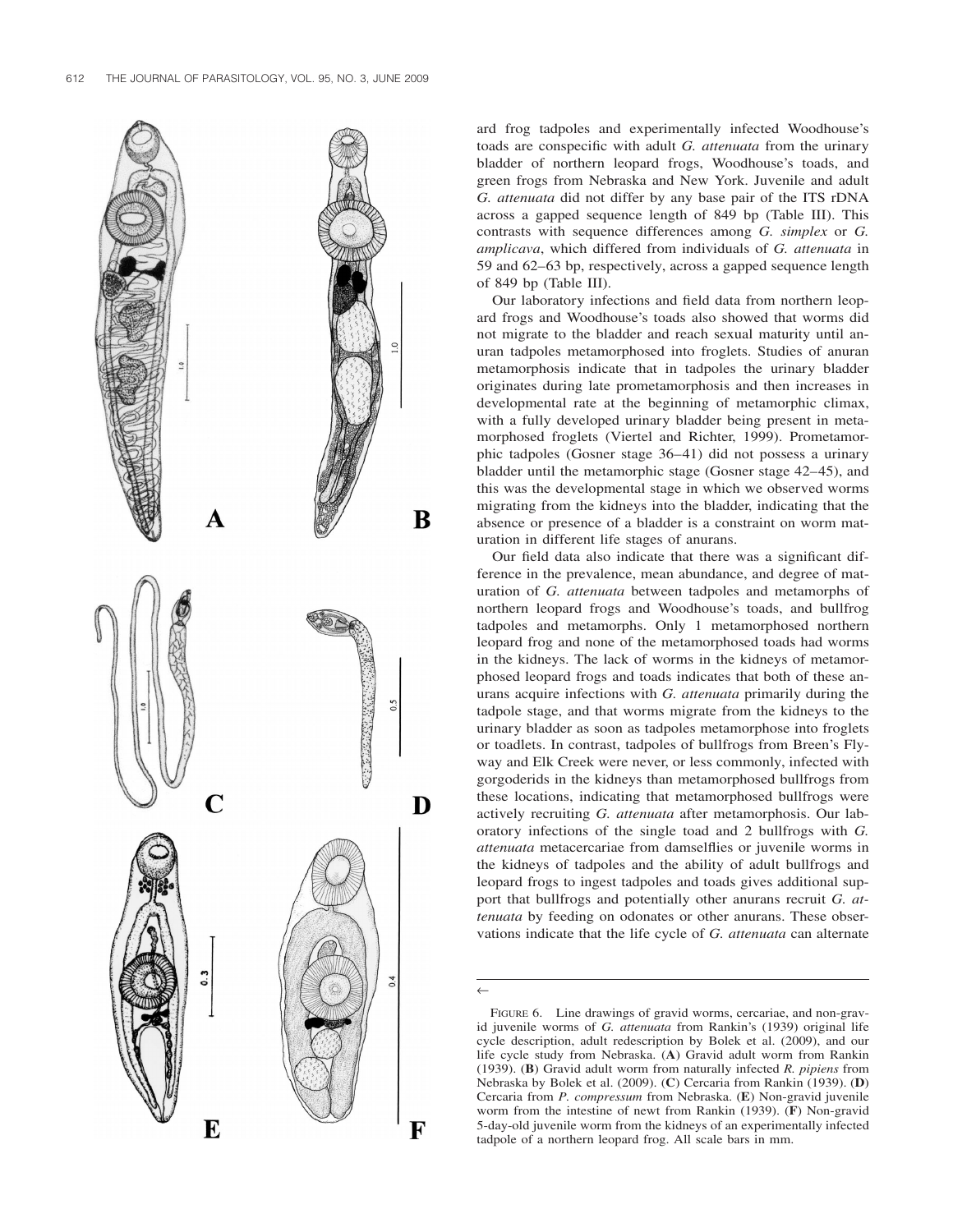ard frog tadpoles and experimentally infected Woodhouse's toads are conspecific with adult *G. attenuata* from the urinary bladder of northern leopard frogs, Woodhouse's toads, and green frogs from Nebraska and New York. Juvenile and adult *G. attenuata* did not differ by any base pair of the ITS rDNA across a gapped sequence length of 849 bp (Table III). This contrasts with sequence differences among *G. simplex* or *G. amplicava*, which differed from individuals of *G. attenuata* in 59 and 62–63 bp, respectively, across a gapped sequence length of 849 bp (Table III).

Our laboratory infections and field data from northern leopard frogs and Woodhouse's toads also showed that worms did not migrate to the bladder and reach sexual maturity until anuran tadpoles metamorphosed into froglets. Studies of anuran metamorphosis indicate that in tadpoles the urinary bladder originates during late prometamorphosis and then increases in developmental rate at the beginning of metamorphic climax, with a fully developed urinary bladder being present in metamorphosed froglets (Viertel and Richter, 1999). Prometamorphic tadpoles (Gosner stage 36–41) did not possess a urinary bladder until the metamorphic stage (Gosner stage 42–45), and this was the developmental stage in which we observed worms migrating from the kidneys into the bladder, indicating that the absence or presence of a bladder is a constraint on worm maturation in different life stages of anurans.

Our field data also indicate that there was a significant difference in the prevalence, mean abundance, and degree of maturation of *G. attenuata* between tadpoles and metamorphs of northern leopard frogs and Woodhouse's toads, and bullfrog tadpoles and metamorphs. Only 1 metamorphosed northern leopard frog and none of the metamorphosed toads had worms in the kidneys. The lack of worms in the kidneys of metamorphosed leopard frogs and toads indicates that both of these anurans acquire infections with *G. attenuata* primarily during the tadpole stage, and that worms migrate from the kidneys to the urinary bladder as soon as tadpoles metamorphose into froglets or toadlets. In contrast, tadpoles of bullfrogs from Breen's Flyway and Elk Creek were never, or less commonly, infected with gorgoderids in the kidneys than metamorphosed bullfrogs from these locations, indicating that metamorphosed bullfrogs were actively recruiting *G. attenuata* after metamorphosis. Our laboratory infections of the single toad and 2 bullfrogs with *G. attenuata* metacercariae from damselflies or juvenile worms in the kidneys of tadpoles and the ability of adult bullfrogs and leopard frogs to ingest tadpoles and toads gives additional support that bullfrogs and potentially other anurans recruit *G. attenuata* by feeding on odonates or other anurans. These observations indicate that the life cycle of *G. attenuata* can alternate

FIGURE 6. Line drawings of gravid worms, cercariae, and non-gravid juvenile worms of *G. attenuata* from Rankin's (1939) original life cycle description, adult redescription by Bolek et al. (2009), and our life cycle study from Nebraska. (**A**) Gravid adult worm from Rankin (1939). (**B**) Gravid adult worm from naturally infected *R. pipiens* from Nebraska by Bolek et al. (2009). (**C**) Cercaria from Rankin (1939). (**D**) Cercaria from *P. compressum* from Nebraska. (**E**) Non-gravid juvenile worm from the intestine of newt from Rankin (1939). (**F**) Non-gravid 5-day-old juvenile worm from the kidneys of an experimentally infected tadpole of a northern leopard frog. All scale bars in mm.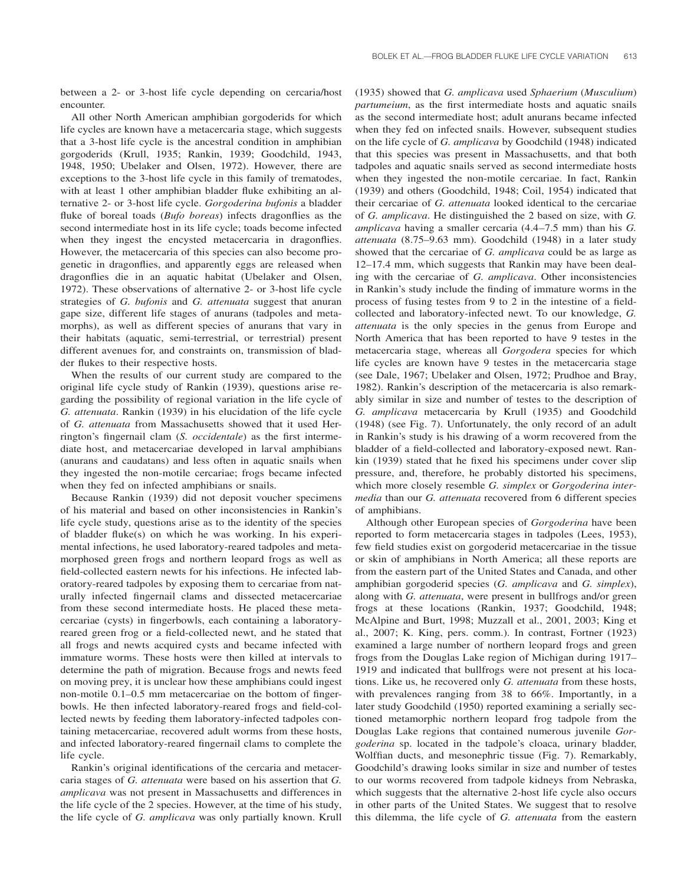between a 2- or 3-host life cycle depending on cercaria/host encounter.

All other North American amphibian gorgoderids for which life cycles are known have a metacercaria stage, which suggests that a 3-host life cycle is the ancestral condition in amphibian gorgoderids (Krull, 1935; Rankin, 1939; Goodchild, 1943, 1948, 1950; Ubelaker and Olsen, 1972). However, there are exceptions to the 3-host life cycle in this family of trematodes, with at least 1 other amphibian bladder fluke exhibiting an alternative 2- or 3-host life cycle. *Gorgoderina bufonis* a bladder fluke of boreal toads (*Bufo boreas*) infects dragonflies as the second intermediate host in its life cycle; toads become infected when they ingest the encysted metacercaria in dragonflies. However, the metacercaria of this species can also become progenetic in dragonflies, and apparently eggs are released when dragonflies die in an aquatic habitat (Ubelaker and Olsen, 1972). These observations of alternative 2- or 3-host life cycle strategies of *G. bufonis* and *G. attenuata* suggest that anuran gape size, different life stages of anurans (tadpoles and metamorphs), as well as different species of anurans that vary in their habitats (aquatic, semi-terrestrial, or terrestrial) present different avenues for, and constraints on, transmission of bladder flukes to their respective hosts.

When the results of our current study are compared to the original life cycle study of Rankin (1939), questions arise regarding the possibility of regional variation in the life cycle of *G. attenuata*. Rankin (1939) in his elucidation of the life cycle of *G. attenuata* from Massachusetts showed that it used Herrington's fingernail clam (*S. occidentale*) as the first intermediate host, and metacercariae developed in larval amphibians (anurans and caudatans) and less often in aquatic snails when they ingested the non-motile cercariae; frogs became infected when they fed on infected amphibians or snails.

Because Rankin (1939) did not deposit voucher specimens of his material and based on other inconsistencies in Rankin's life cycle study, questions arise as to the identity of the species of bladder fluke(s) on which he was working. In his experimental infections, he used laboratory-reared tadpoles and metamorphosed green frogs and northern leopard frogs as well as field-collected eastern newts for his infections. He infected laboratory-reared tadpoles by exposing them to cercariae from naturally infected fingernail clams and dissected metacercariae from these second intermediate hosts. He placed these metacercariae (cysts) in fingerbowls, each containing a laboratory-reared green frog or a field-collected newt, and he stated that all frogs and newts acquired cysts and became infected with immature worms. These hosts were then killed at intervals to determine the path of migration. Because frogs and newts feed on moving prey, it is unclear how these amphibians could ingest non-motile 0.1–0.5 mm metacercariae on the bottom of fingerbowls. He then infected laboratory-reared frogs and field-collected newts by feeding them laboratory-infected tadpoles containing metacercariae, recovered adult worms from these hosts, and infected laboratory-reared fingernail clams to complete the life cycle.

Rankin's original identifications of the cercaria and metacercaria stages of *G. attenuata* were based on his assertion that *G. amplicava* was not present in Massachusetts and differences in the life cycle of the 2 species. However, at the time of his study, the life cycle of *G. amplicava* was only partially known. Krull (1935) showed that *G. amplicava* used *Sphaerium* (*Musculium*) *partumeium*, as the first intermediate hosts and aquatic snails as the second intermediate host; adult anurans became infected when they fed on infected snails. However, subsequent studies on the life cycle of *G. amplicava* by Goodchild (1948) indicated that this species was present in Massachusetts, and that both tadpoles and aquatic snails served as second intermediate hosts when they ingested the non-motile cercariae. In fact, Rankin (1939) and others (Goodchild, 1948; Coil, 1954) indicated that their cercariae of *G. attenuata* looked identical to the cercariae of *G. amplicava*. He distinguished the 2 based on size, with *G. amplicava* having a smaller cercaria (4.4–7.5 mm) than his *G. attenuata* (8.75–9.63 mm). Goodchild (1948) in a later study showed that the cercariae of *G. amplicava* could be as large as 12–17.4 mm, which suggests that Rankin may have been dealing with the cercariae of *G. amplicava*. Other inconsistencies in Rankin's study include the finding of immature worms in the process of fusing testes from 9 to 2 in the intestine of a field-collected and laboratory-infected newt. To our knowledge, *G. attenuata* is the only species in the genus from Europe and North America that has been reported to have 9 testes in the metacercaria stage, whereas all *Gorgodera* species for which life cycles are known have 9 testes in the metacercaria stage (see Dale, 1967; Ubelaker and Olsen, 1972; Prudhoe and Bray, 1982). Rankin's description of the metacercaria is also remarkably similar in size and number of testes to the description of *G. amplicava* metacercaria by Krull (1935) and Goodchild (1948) (see Fig. 7). Unfortunately, the only record of an adult in Rankin's study is his drawing of a worm recovered from the bladder of a field-collected and laboratory-exposed newt. Rankin (1939) stated that he fixed his specimens under cover slip pressure, and, therefore, he probably distorted his specimens, which more closely resemble *G. simplex* or *Gorgoderina intermedia* than our *G. attenuata* recovered from 6 different species of amphibians.

Although other European species of *Gorgoderina* have been reported to form metacercaria stages in tadpoles (Lees, 1953), few field studies exist on gorgoderid metacercariae in the tissue or skin of amphibians in North America; all these reports are from the eastern part of the United States and Canada, and other amphibian gorgoderid species (*G. amplicava* and *G. simplex*), along with *G. attenuata*, were present in bullfrogs and/or green frogs at these locations (Rankin, 1937; Goodchild, 1948; McAlpine and Burt, 1998; Muzzall et al., 2001, 2003; King et al., 2007; K. King, pers. comm.). In contrast, Fortner (1923) examined a large number of northern leopard frogs and green frogs from the Douglas Lake region of Michigan during 1917–1919 and indicated that bullfrogs were not present at his locations. Like us, he recovered only *G. attenuata* from these hosts, with prevalences ranging from 38 to 66%. Importantly, in a later study Goodchild (1950) reported examining a serially sectioned metamorphic northern leopard frog tadpole from the Douglas Lake regions that contained numerous juvenile *Gorgoderina* sp. located in the tadpole's cloaca, urinary bladder, Wolffian ducts, and mesonephric tissue (Fig. 7). Remarkably, Goodchild's drawing looks similar in size and number of testes to our worms recovered from tadpole kidneys from Nebraska, which suggests that the alternative 2-host life cycle also occurs in other parts of the United States. We suggest that to resolve this dilemma, the life cycle of *G. attenuata* from the eastern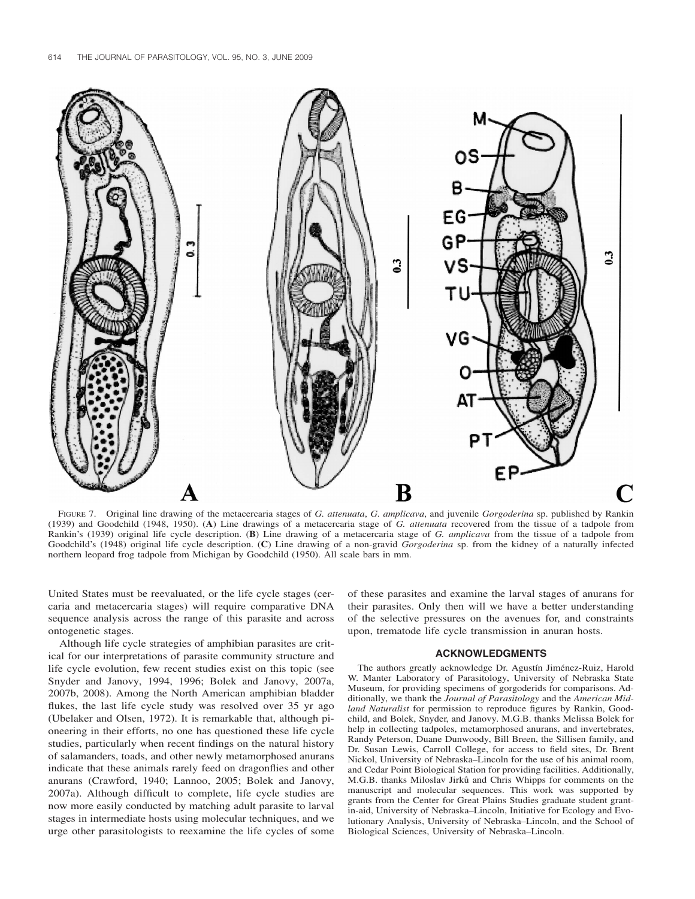FIGURE 7. Original line drawing of the metacercaria stages of *G. attenuata*, *G. amplicava*, and juvenile *Gorgoderina* sp. published by Rankin (1939) and Goodchild (1948, 1950). (**A**) Line drawings of a metacercaria stage of *G. attenuata* recovered from the tissue of a tadpole from Rankin's (1939) original life cycle description. (**B**) Line drawing of a metacercaria stage of *G. amplicava* from the tissue of a tadpole from Goodchild's (1948) original life cycle description. (**C**) Line drawing of a non-gravid *Gorgoderina* sp. from the kidney of a naturally infected northern leopard frog tadpole from Michigan by Goodchild (1950). All scale bars in mm.

United States must be reevaluated, or the life cycle stages (cercaria and metacercaria stages) will require comparative DNA sequence analysis across the range of this parasite and across ontogenetic stages.

Although life cycle strategies of amphibian parasites are critical for our interpretations of parasite community structure and life cycle evolution, few recent studies exist on this topic (see Snyder and Janovy, 1994, 1996; Bolek and Janovy, 2007a, 2007b, 2008). Among the North American amphibian bladder flukes, the last life cycle study was resolved over 35 yr ago (Ubelaker and Olsen, 1972). It is remarkable that, although pioneering in their efforts, no one has questioned these life cycle studies, particularly when recent findings on the natural history of salamanders, toads, and other newly metamorphosed anurans indicate that these animals rarely feed on dragonflies and other anurans (Crawford, 1940; Lannoo, 2005; Bolek and Janovy, 2007a). Although difficult to complete, life cycle studies are now more easily conducted by matching adult parasite to larval stages in intermediate hosts using molecular techniques, and we urge other parasitologists to reexamine the life cycles of some of these parasites and examine the larval stages of anurans for their parasites. Only then will we have a better understanding of the selective pressures on the avenues for, and constraints upon, trematode life cycle transmission in anuran hosts.

## ACKNOWLEDGMENTS

The authors greatly acknowledge Dr. Agustín Jiménez-Ruiz, Harold W. Manter Laboratory of Parasitology, University of Nebraska State Museum, for providing specimens of gorgoderids for comparisons. Additionally, we thank the *Journal of Parasitology* and the *American Midland Naturalist* for permission to reproduce figures by Rankin, Goodchild, and Bolek, Snyder, and Janovy. M.G.B. thanks Melissa Bolek for help in collecting tadpoles, metamorphosed anurans, and invertebrates, Randy Peterson, Duane Dunwoody, Bill Breen, the Sillisen family, and Dr. Susan Lewis, Carroll College, for access to field sites, Dr. Brent Nickol, University of Nebraska–Lincoln for the use of his animal room, and Cedar Point Biological Station for providing facilities. Additionally, M.G.B. thanks Miloslav Jirků and Chris Whipps for comments on the manuscript and molecular sequences. This work was supported by grants from the Center for Great Plains Studies graduate student grant-in-aid, University of Nebraska–Lincoln, Initiative for Ecology and Evolutionary Analysis, University of Nebraska–Lincoln, and the School of Biological Sciences, University of Nebraska–Lincoln.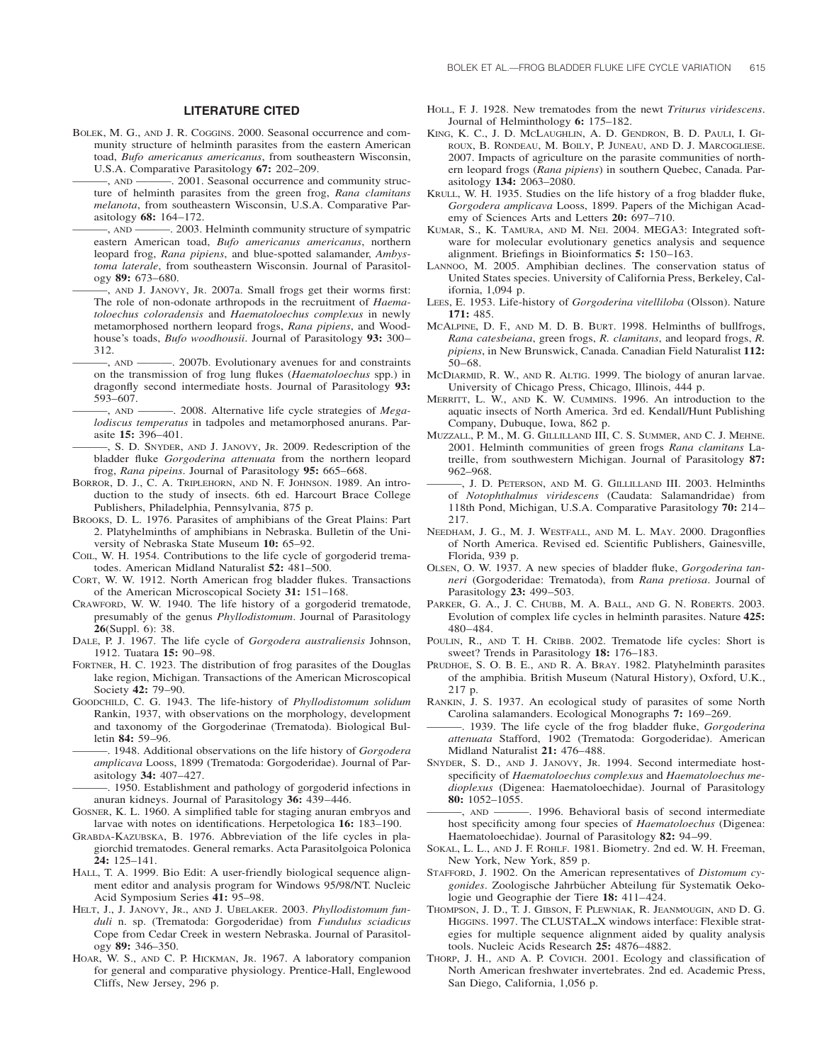## LITERATURE CITED

BOLEK, M. G., AND J. R. COGGINS. 2000. Seasonal occurrence and community structure of helminth parasites from the eastern American toad, *Bufo americanus americanus*, from southeastern Wisconsin, U.S.A. Comparative Parasitology **67:** 202–209.

———, AND ———. 2001. Seasonal occurrence and community structure of helminth parasites from the green frog, *Rana clamitans melanota*, from southeastern Wisconsin, U.S.A. Comparative Parasitology **68:** 164–172.

———, AND ———. 2003. Helminth community structure of sympatric eastern American toad, *Bufo americanus americanus*, northern leopard frog, *Rana pipiens*, and blue-spotted salamander, *Ambystoma laterale*, from southeastern Wisconsin. Journal of Parasitology **89:** 673–680.

———, AND J. JANOVY, JR. 2007a. Small frogs get their worms first: The role of non-odonate arthropods in the recruitment of *Haematoloechus coloradensis* and *Haematoloechus complexus* in newly metamorphosed northern leopard frogs, *Rana pipiens*, and Woodhouse's toads, *Bufo woodhousii*. Journal of Parasitology **93:** 300–312.

———, AND ———. 2007b. Evolutionary avenues for and constraints on the transmission of frog lung flukes (*Haematoloechus* spp.) in dragonfly second intermediate hosts. Journal of Parasitology **93:** 593–607.

———, AND ———. 2008. Alternative life cycle strategies of *Megalodiscus temperatus* in tadpoles and metamorphosed anurans. Parasite **15:** 396–401.

———, S. D. SNYDER, AND J. JANOVY, JR. 2009. Redescription of the bladder fluke *Gorgoderina attenuata* from the northern leopard frog, *Rana pipeins*. Journal of Parasitology **95:** 665–668.

BORROR, D. J., C. A. TRIPLEHORN, AND N. F. JOHNSON. 1989. An introduction to the study of insects. 6th ed. Harcourt Brace College Publishers, Philadelphia, Pennsylvania, 875 p.

BROOKS, D. L. 1976. Parasites of amphibians of the Great Plains: Part 2. Platyhelminths of amphibians in Nebraska. Bulletin of the University of Nebraska State Museum **10:** 65–92.

COIL, W. H. 1954. Contributions to the life cycle of gorgoderid trematodes. American Midland Naturalist **52:** 481–500.

CORT, W. W. 1912. North American frog bladder flukes. Transactions of the American Microscopical Society **31:** 151–168.

CRAWFORD, W. W. 1940. The life history of a gorgoderid trematode, presumably of the genus *Phyllodistomum*. Journal of Parasitology **26**(Suppl. 6): 38.

DALE, P. J. 1967. The life cycle of *Gorgodera australiensis* Johnson, 1912. Tuatara **15:** 90–98.

FORTNER, H. C. 1923. The distribution of frog parasites of the Douglas lake region, Michigan. Transactions of the American Microscopical Society **42:** 79–90.

GOODCHILD, C. G. 1943. The life-history of *Phyllodistomum solidum* Rankin, 1937, with observations on the morphology, development and taxonomy of the Gorgoderinae (Trematoda). Biological Bulletin **84:** 59–96.

———. 1948. Additional observations on the life history of *Gorgodera amplicava* Looss, 1899 (Trematoda: Gorgoderidae). Journal of Parasitology **34:** 407–427.

———. 1950. Establishment and pathology of gorgoderid infections in anuran kidneys. Journal of Parasitology **36:** 439–446.

GOSNER, K. L. 1960. A simplified table for staging anuran embryos and larvae with notes on identifications. Herpetologica **16:** 183–190.

GRABDA-KAZUBSKA, B. 1976. Abbreviation of the life cycles in plagiorchid trematodes. General remarks. Acta Parasitolgoica Polonica **24:** 125–141.

HALL, T. A. 1999. Bio Edit: A user-friendly biological sequence alignment editor and analysis program for Windows 95/98/NT. Nucleic Acid Symposium Series **41:** 95–98.

HELT, J., J. JANOVY, JR., AND J. UBELAKER. 2003. *Phyllodistomum funduli* n. sp. (Trematoda: Gorgoderidae) from *Fundulus sciadicus* Cope from Cedar Creek in western Nebraska. Journal of Parasitology **89:** 346–350.

HOAR, W. S., AND C. P. HICKMAN, JR. 1967. A laboratory companion for general and comparative physiology. Prentice-Hall, Englewood Cliffs, New Jersey, 296 p.

HOLL, F. J. 1928. New trematodes from the newt *Triturus viridescens*. Journal of Helminthology **6:** 175–182.

KING, K. C., J. D. MCLAUGHLIN, A. D. GENDRON, B. D. PAULI, I. GIROUX, B. RONDEAU, M. BOILY, P. JUNEAU, AND D. J. MARCOGLIESE. 2007. Impacts of agriculture on the parasite communities of northern leopard frogs (*Rana pipiens*) in southern Quebec, Canada. Parasitology **134:** 2063–2080.

KRULL, W. H. 1935. Studies on the life history of a frog bladder fluke, *Gorgodera amplicava* Looss, 1899. Papers of the Michigan Academy of Sciences Arts and Letters **20:** 697–710.

KUMAR, S., K. TAMURA, AND M. NEI. 2004. MEGA3: Integrated software for molecular evolutionary genetics analysis and sequence alignment. Briefings in Bioinformatics **5:** 150–163.

LANNOO, M. 2005. Amphibian declines. The conservation status of United States species. University of California Press, Berkeley, California, 1,094 p.

LEES, E. 1953. Life-history of *Gorgoderina vitelliloba* (Olsson). Nature **171:** 485.

MCALPINE, D. F., AND M. D. B. BURT. 1998. Helminths of bullfrogs, *Rana catesbeiana*, green frogs, *R. clamitans*, and leopard frogs, *R. pipiens*, in New Brunswick, Canada. Canadian Field Naturalist **112:** 50–68.

MCDIARMID, R. W., AND R. ALTIG. 1999. The biology of anuran larvae. University of Chicago Press, Chicago, Illinois, 444 p.

MERRITT, L. W., AND K. W. CUMMINS. 1996. An introduction to the aquatic insects of North America. 3rd ed. Kendall/Hunt Publishing Company, Dubuque, Iowa, 862 p.

MUZZALL, P. M., M. G. GILLILLAND III, C. S. SUMMER, AND C. J. MEHNE. 2001. Helminth communities of green frogs *Rana clamitans* Latreille, from southwestern Michigan. Journal of Parasitology **87:** 962–968.

———, J. D. PETERSON, AND M. G. GILLILLAND III. 2003. Helminths of *Notophthalmus viridescens* (Caudata: Salamandridae) from 118th Pond, Michigan, U.S.A. Comparative Parasitology **70:** 214–217.

NEEDHAM, J. G., M. J. WESTFALL, AND M. L. MAY. 2000. Dragonflies of North America. Revised ed. Scientific Publishers, Gainesville, Florida, 939 p.

OLSEN, O. W. 1937. A new species of bladder fluke, *Gorgoderina tanneri* (Gorgoderidae: Trematoda), from *Rana pretiosa*. Journal of Parasitology **23:** 499–503.

PARKER, G. A., J. C. CHUBB, M. A. BALL, AND G. N. ROBERTS. 2003. Evolution of complex life cycles in helminth parasites. Nature **425:** 480–484.

POULIN, R., AND T. H. CRIBB. 2002. Trematode life cycles: Short is sweet? Trends in Parasitology **18:** 176–183.

PRUDHOE, S. O. B. E., AND R. A. BRAY. 1982. Platyhelminth parasites of the amphibia. British Museum (Natural History), Oxford, U.K., 217 p.

RANKIN, J. S. 1937. An ecological study of parasites of some North Carolina salamanders. Ecological Monographs **7:** 169–269.

———. 1939. The life cycle of the frog bladder fluke, *Gorgoderina attenuata* Stafford, 1902 (Trematoda: Gorgoderidae). American Midland Naturalist **21:** 476–488.

SNYDER, S. D., AND J. JANOVY, JR. 1994. Second intermediate host-specificity of *Haematoloechus complexus* and *Haematoloechus medioplexus* (Digenea: Haematoloechidae). Journal of Parasitology **80:** 1052–1055.

———, AND ———. 1996. Behavioral basis of second intermediate host specificity among four species of *Haematoloechus* (Digenea: Haematoloechidae). Journal of Parasitology **82:** 94–99.

SOKAL, L. L., AND J. F. ROHLF. 1981. Biometry. 2nd ed. W. H. Freeman, New York, New York, 859 p.

STAFFORD, J. 1902. On the American representatives of *Distomum cygonides*. Zoologische Jahrbücher Abteilung für Systematik Oekologie und Geographie der Tiere **18:** 411–424.

THOMPSON, J. D., T. J. GIBSON, F. PLEWNIAK, F. JEANMOUGIN, AND D. G. HIGGINS. 1997. The CLUSTAL_X windows interface: Flexible strategies for multiple sequence alignment aided by quality analysis tools. Nucleic Acids Research **25:** 4876–4882.

THORP, J. H., AND A. P. COVICH. 2001. Ecology and classification of North American freshwater invertebrates. 2nd ed. Academic Press, San Diego, California, 1,056 p.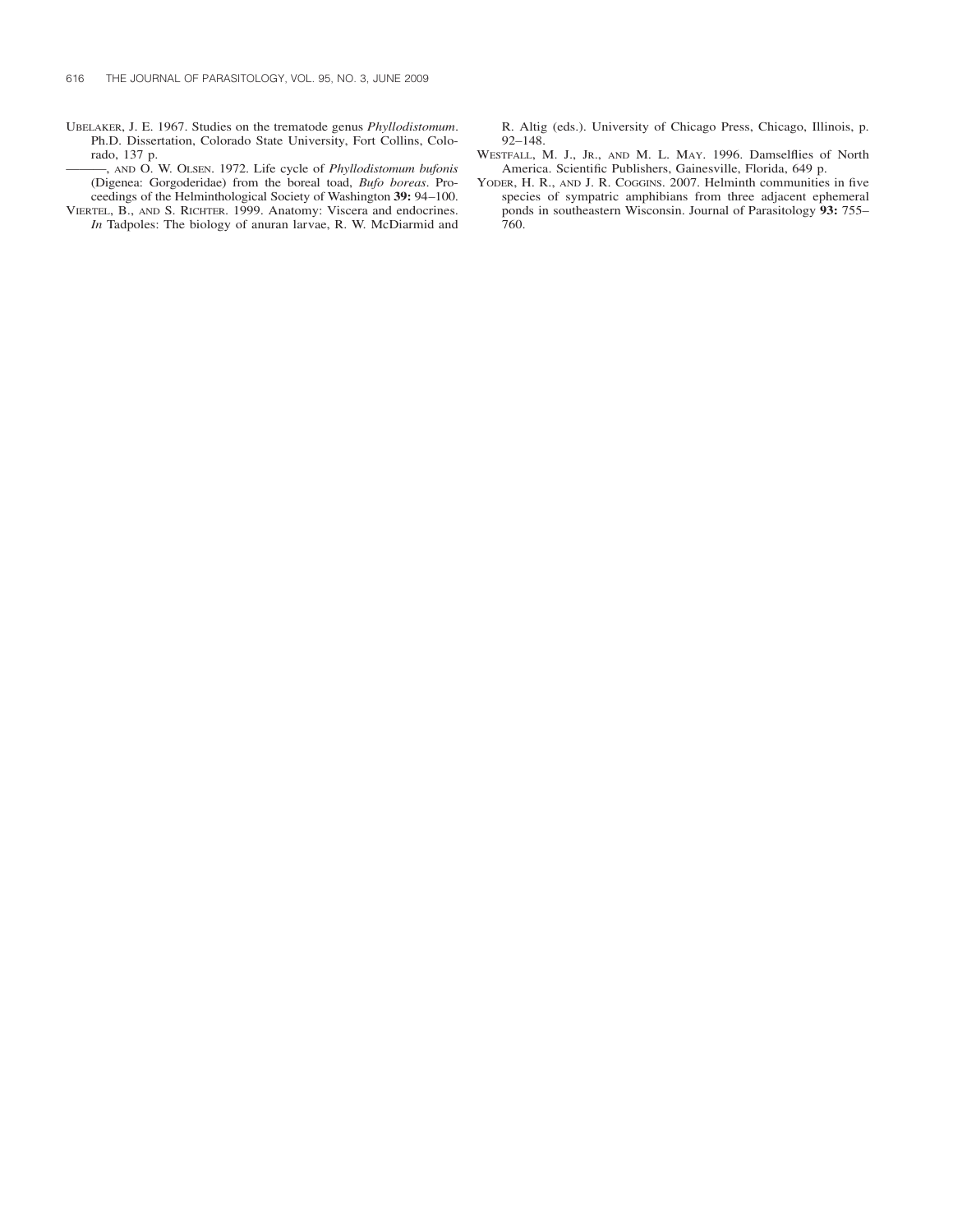UBELAKER, J. E. 1967. Studies on the trematode genus *Phyllodistomum*. Ph.D. Dissertation, Colorado State University, Fort Collins, Colorado, 137 p.

———, AND O. W. OLSEN. 1972. Life cycle of *Phyllodistomum bufonis* (Digenea: Gorgoderidae) from the boreal toad, *Bufo boreas*. Proceedings of the Helminthological Society of Washington **39:** 94–100.

VIERTEL, B., AND S. RICHTER. 1999. Anatomy: Viscera and endocrines. *In* Tadpoles: The biology of anuran larvae, R. W. McDiarmid and R. Altig (eds.). University of Chicago Press, Chicago, Illinois, p. 92–148.

WESTFALL, M. J., JR., AND M. L. MAY. 1996. Damselflies of North America. Scientific Publishers, Gainesville, Florida, 649 p.

YODER, H. R., AND J. R. COGGINS. 2007. Helminth communities in five species of sympatric amphibians from three adjacent ephemeral ponds in southeastern Wisconsin. Journal of Parasitology **93:** 755–760.